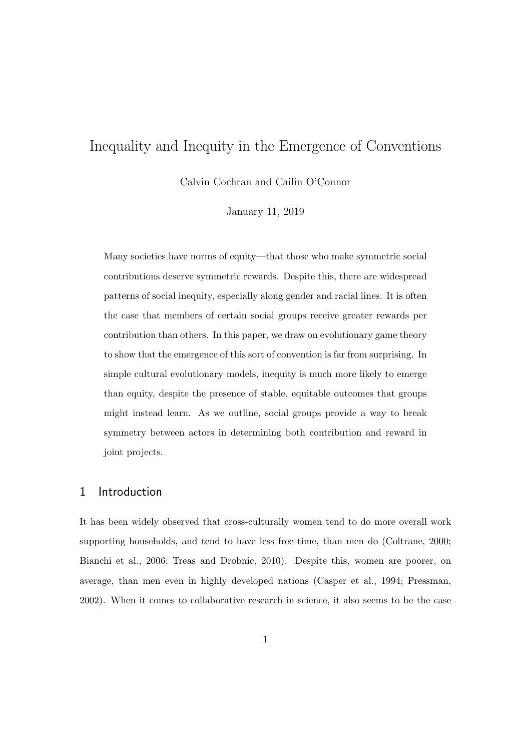# Inequality and Inequity in the Emergence of Conventions

Calvin Cochran and Cailin O'Connor

January 11, 2019

Many societies have norms of equity—that those who make symmetric social contributions deserve symmetric rewards. Despite this, there are widespread patterns of social inequity, especially along gender and racial lines. It is often the case that members of certain social groups receive greater rewards per contribution than others. In this paper, we draw on evolutionary game theory to show that the emergence of this sort of convention is far from surprising. In simple cultural evolutionary models, inequity is much more likely to emerge than equity, despite the presence of stable, equitable outcomes that groups might instead learn. As we outline, social groups provide a way to break symmetry between actors in determining both contribution and reward in joint projects.

## 1 Introduction

It has been widely observed that cross-culturally women tend to do more overall work supporting households, and tend to have less free time, than men do (Coltrane, 2000; Bianchi et al., 2006; Treas and Drobnic, 2010). Despite this, women are poorer, on average, than men even in highly developed nations (Casper et al., 1994; Pressman, 2002). When it comes to collaborative research in science, it also seems to be the case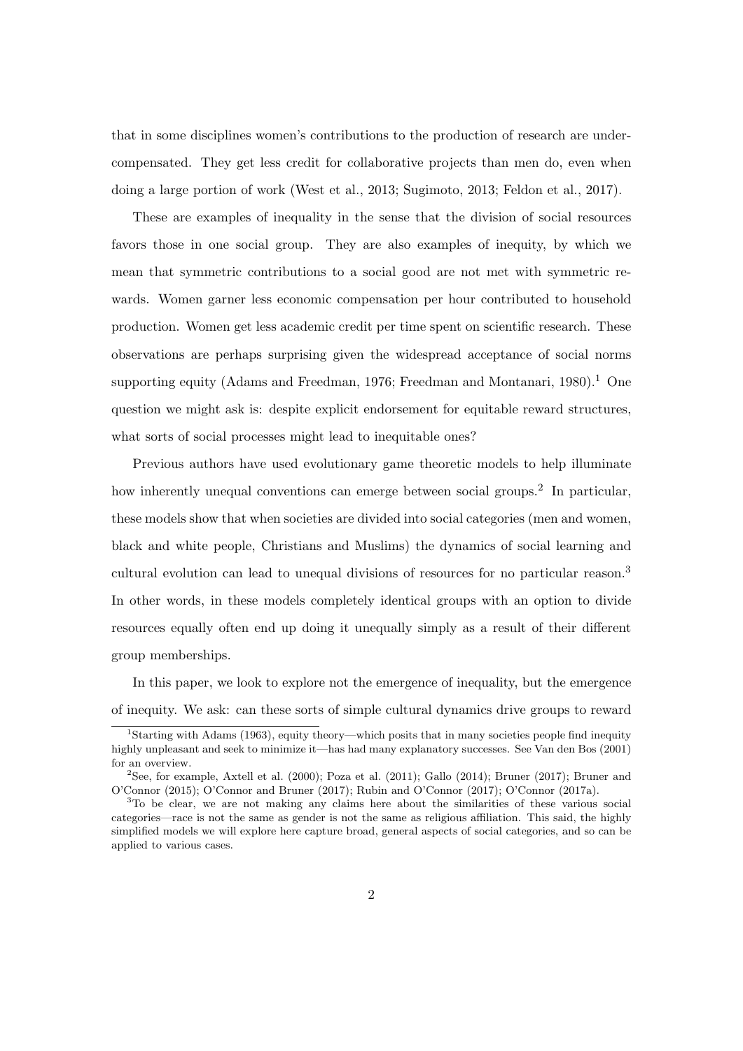that in some disciplines women's contributions to the production of research are under-compensated. They get less credit for collaborative projects than men do, even when doing a large portion of work (West et al., 2013; Sugimoto, 2013; Feldon et al., 2017).

These are examples of inequality in the sense that the division of social resources favors those in one social group. They are also examples of inequity, by which we mean that symmetric contributions to a social good are not met with symmetric rewards. Women garner less economic compensation per hour contributed to household production. Women get less academic credit per time spent on scientific research. These observations are perhaps surprising given the widespread acceptance of social norms supporting equity (Adams and Freedman, 1976; Freedman and Montanari, 1980).[1] One question we might ask is: despite explicit endorsement for equitable reward structures, what sorts of social processes might lead to inequitable ones?

Previous authors have used evolutionary game theoretic models to help illuminate how inherently unequal conventions can emerge between social groups.[2] In particular, these models show that when societies are divided into social categories (men and women, black and white people, Christians and Muslims) the dynamics of social learning and cultural evolution can lead to unequal divisions of resources for no particular reason.[3] In other words, in these models completely identical groups with an option to divide resources equally often end up doing it unequally simply as a result of their different group memberships.

In this paper, we look to explore not the emergence of inequality, but the emergence of inequity. We ask: can these sorts of simple cultural dynamics drive groups to reward

[1] Starting with Adams (1963), equity theory—which posits that in many societies people find inequity highly unpleasant and seek to minimize it—has had many explanatory successes. See Van den Bos (2001) for an overview.

[2] See, for example, Axtell et al. (2000); Poza et al. (2011); Gallo (2014); Bruner (2017); Bruner and O'Connor (2015); O'Connor and Bruner (2017); Rubin and O'Connor (2017); O'Connor (2017a).

[3] To be clear, we are not making any claims here about the similarities of these various social categories—race is not the same as gender is not the same as religious affiliation. This said, the highly simplified models we will explore here capture broad, general aspects of social categories, and so can be applied to various cases.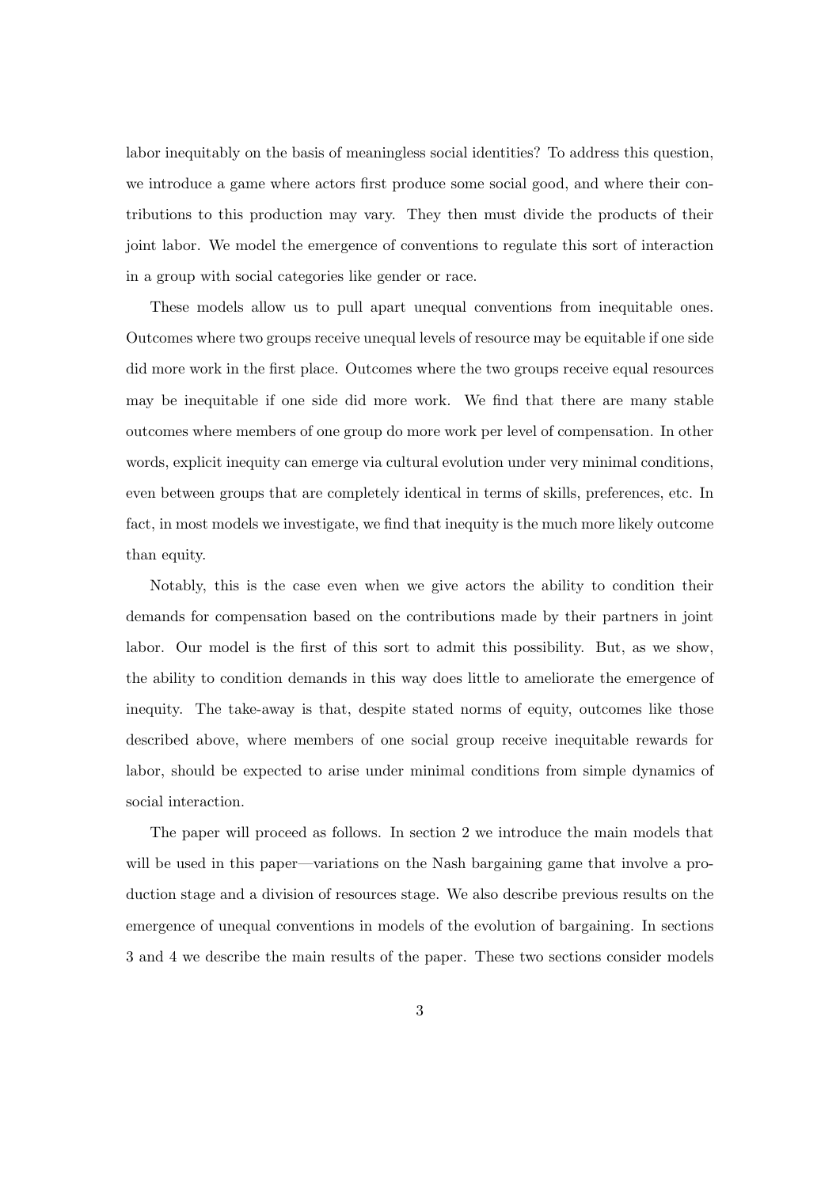labor inequitably on the basis of meaningless social identities? To address this question, we introduce a game where actors first produce some social good, and where their contributions to this production may vary. They then must divide the products of their joint labor. We model the emergence of conventions to regulate this sort of interaction in a group with social categories like gender or race.

These models allow us to pull apart unequal conventions from inequitable ones. Outcomes where two groups receive unequal levels of resource may be equitable if one side did more work in the first place. Outcomes where the two groups receive equal resources may be inequitable if one side did more work. We find that there are many stable outcomes where members of one group do more work per level of compensation. In other words, explicit inequity can emerge via cultural evolution under very minimal conditions, even between groups that are completely identical in terms of skills, preferences, etc. In fact, in most models we investigate, we find that inequity is the much more likely outcome than equity.

Notably, this is the case even when we give actors the ability to condition their demands for compensation based on the contributions made by their partners in joint labor. Our model is the first of this sort to admit this possibility. But, as we show, the ability to condition demands in this way does little to ameliorate the emergence of inequity. The take-away is that, despite stated norms of equity, outcomes like those described above, where members of one social group receive inequitable rewards for labor, should be expected to arise under minimal conditions from simple dynamics of social interaction.

The paper will proceed as follows. In section 2 we introduce the main models that will be used in this paper—variations on the Nash bargaining game that involve a production stage and a division of resources stage. We also describe previous results on the emergence of unequal conventions in models of the evolution of bargaining. In sections 3 and 4 we describe the main results of the paper. These two sections consider models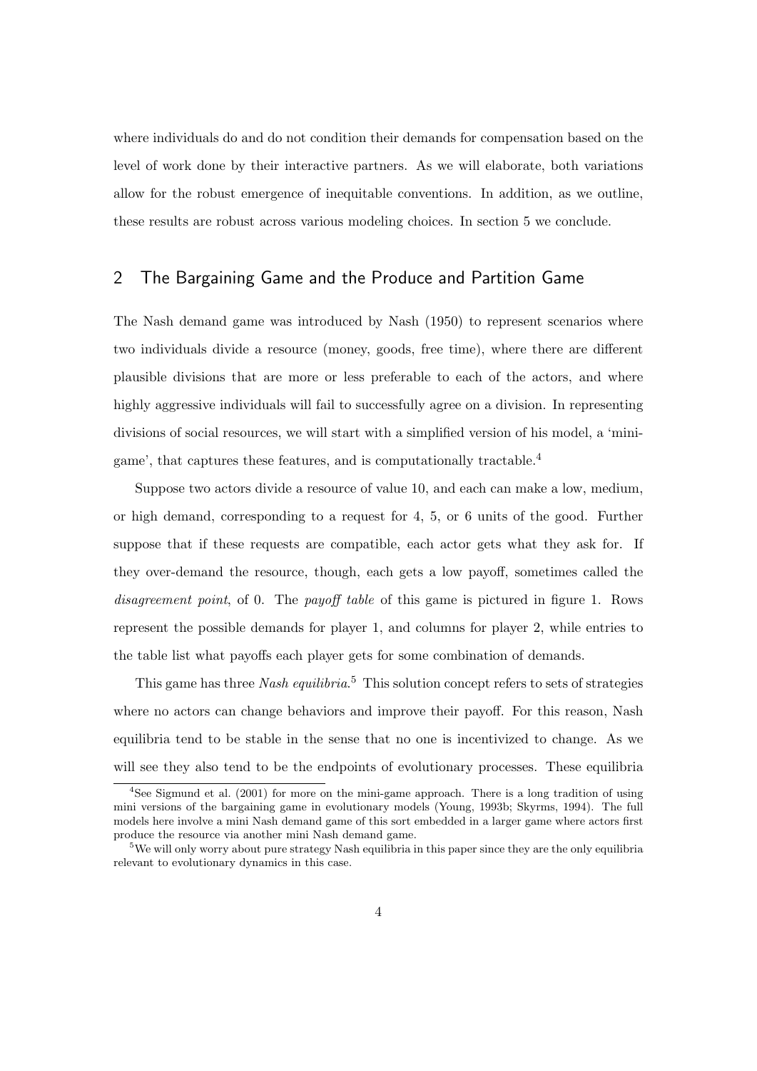where individuals do and do not condition their demands for compensation based on the level of work done by their interactive partners. As we will elaborate, both variations allow for the robust emergence of inequitable conventions. In addition, as we outline, these results are robust across various modeling choices. In section 5 we conclude.

## 2 The Bargaining Game and the Produce and Partition Game

The Nash demand game was introduced by Nash (1950) to represent scenarios where two individuals divide a resource (money, goods, free time), where there are different plausible divisions that are more or less preferable to each of the actors, and where highly aggressive individuals will fail to successfully agree on a division. In representing divisions of social resources, we will start with a simplified version of his model, a 'mini-game', that captures these features, and is computationally tractable.[4]

Suppose two actors divide a resource of value 10, and each can make a low, medium, or high demand, corresponding to a request for 4, 5, or 6 units of the good. Further suppose that if these requests are compatible, each actor gets what they ask for. If they over-demand the resource, though, each gets a low payoff, sometimes called the *disagreement point*, of 0. The *payoff table* of this game is pictured in figure 1. Rows represent the possible demands for player 1, and columns for player 2, while entries to the table list what payoffs each player gets for some combination of demands.

This game has three *Nash equilibria*.[5] This solution concept refers to sets of strategies where no actors can change behaviors and improve their payoff. For this reason, Nash equilibria tend to be stable in the sense that no one is incentivized to change. As we will see they also tend to be the endpoints of evolutionary processes. These equilibria

---

[4] See Sigmund et al. (2001) for more on the mini-game approach. There is a long tradition of using mini versions of the bargaining game in evolutionary models (Young, 1993b; Skyrms, 1994). The full models here involve a mini Nash demand game of this sort embedded in a larger game where actors first produce the resource via another mini Nash demand game.

[5] We will only worry about pure strategy Nash equilibria in this paper since they are the only equilibria relevant to evolutionary dynamics in this case.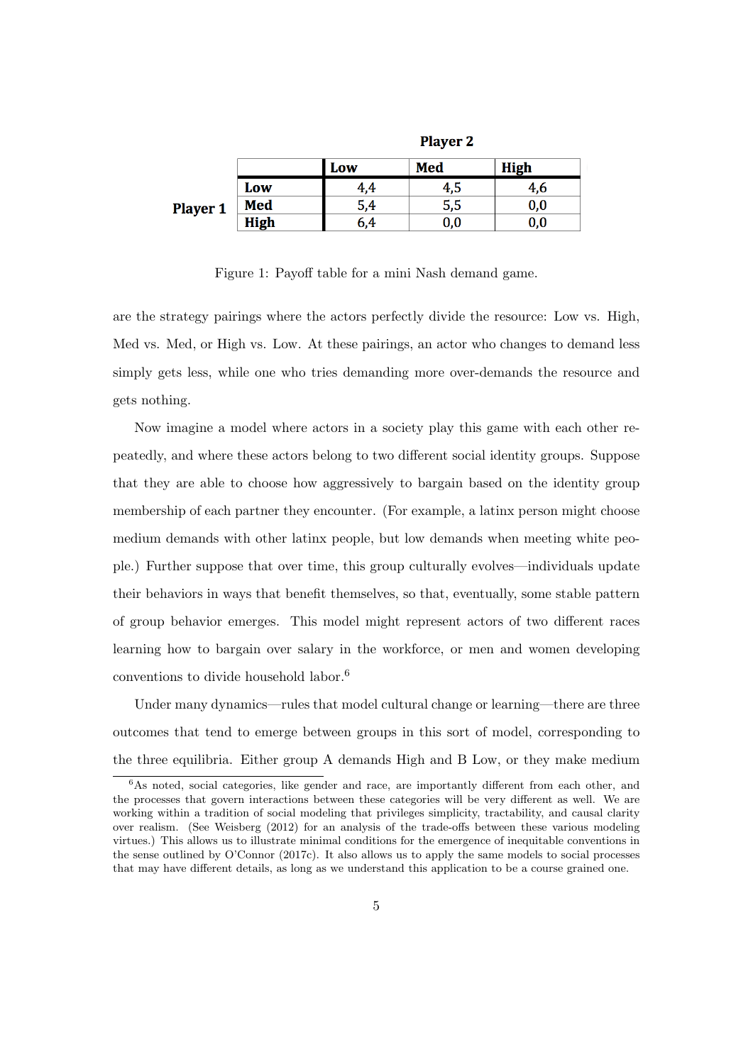| | | Player 2 | | |
|---|---|---|---|---|
| | | **Low** | **Med** | **High** |
| **Player 1** | **Low** | 4,4 | 4,5 | 4,6 |
| | **Med** | 5,4 | 5,5 | 0,0 |
| | **High** | 6,4 | 0,0 | 0,0 |

Figure 1: Payoff table for a mini Nash demand game.

are the strategy pairings where the actors perfectly divide the resource: Low vs. High, Med vs. Med, or High vs. Low. At these pairings, an actor who changes to demand less simply gets less, while one who tries demanding more over-demands the resource and gets nothing.

Now imagine a model where actors in a society play this game with each other repeatedly, and where these actors belong to two different social identity groups. Suppose that they are able to choose how aggressively to bargain based on the identity group membership of each partner they encounter. (For example, a latinx person might choose medium demands with other latinx people, but low demands when meeting white people.) Further suppose that over time, this group culturally evolves—individuals update their behaviors in ways that benefit themselves, so that, eventually, some stable pattern of group behavior emerges. This model might represent actors of two different races learning how to bargain over salary in the workforce, or men and women developing conventions to divide household labor.[6]

Under many dynamics—rules that model cultural change or learning—there are three outcomes that tend to emerge between groups in this sort of model, corresponding to the three equilibria. Either group A demands High and B Low, or they make medium

[6] As noted, social categories, like gender and race, are importantly different from each other, and the processes that govern interactions between these categories will be very different as well. We are working within a tradition of social modeling that privileges simplicity, tractability, and causal clarity over realism. (See Weisberg (2012) for an analysis of the trade-offs between these various modeling virtues.) This allows us to illustrate minimal conditions for the emergence of inequitable conventions in the sense outlined by O'Connor (2017c). It also allows us to apply the same models to social processes that may have different details, as long as we understand this application to be a course grained one.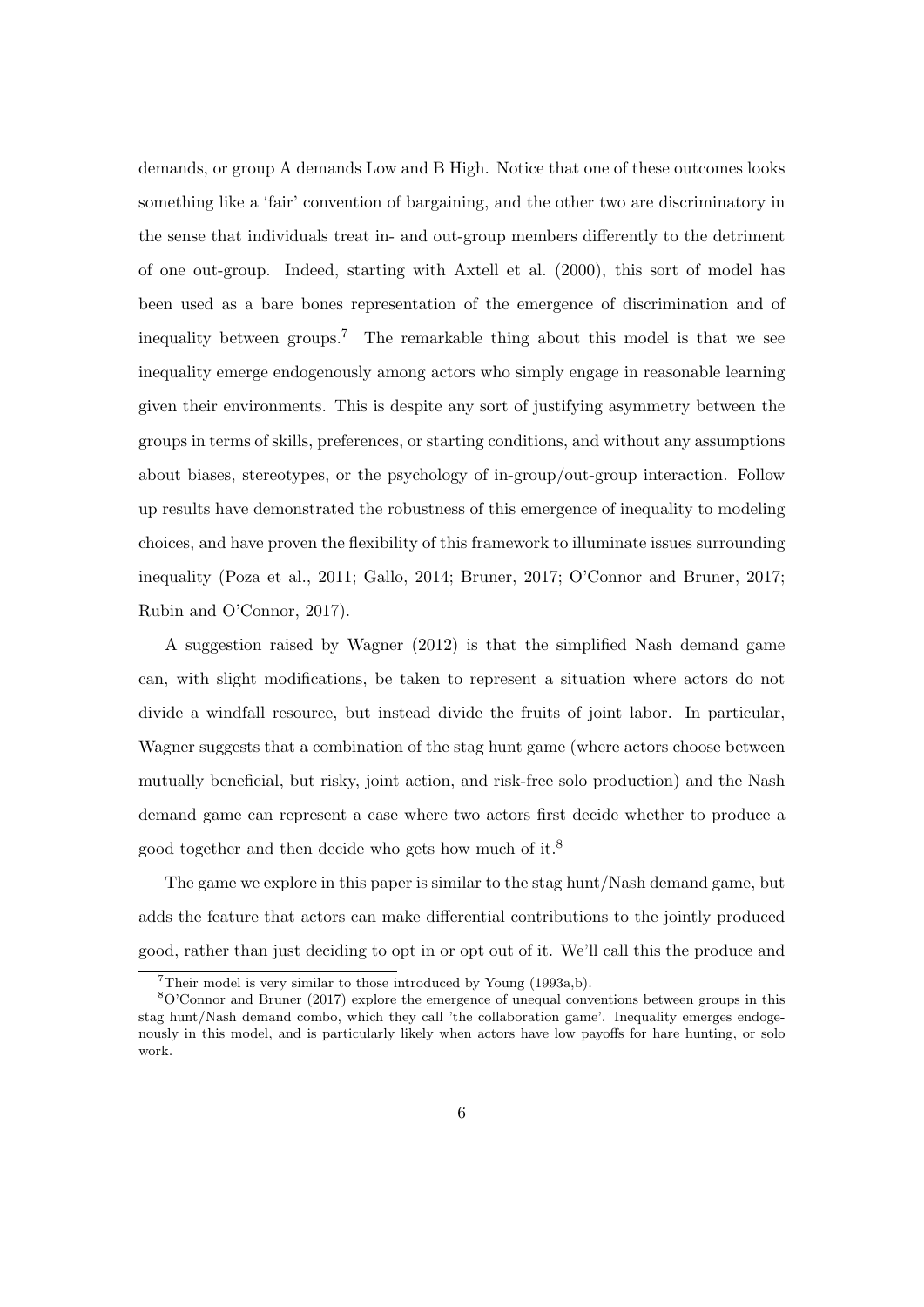demands, or group A demands Low and B High. Notice that one of these outcomes looks something like a 'fair' convention of bargaining, and the other two are discriminatory in the sense that individuals treat in- and out-group members differently to the detriment of one out-group. Indeed, starting with Axtell et al. (2000), this sort of model has been used as a bare bones representation of the emergence of discrimination and of inequality between groups.[7] The remarkable thing about this model is that we see inequality emerge endogenously among actors who simply engage in reasonable learning given their environments. This is despite any sort of justifying asymmetry between the groups in terms of skills, preferences, or starting conditions, and without any assumptions about biases, stereotypes, or the psychology of in-group/out-group interaction. Follow up results have demonstrated the robustness of this emergence of inequality to modeling choices, and have proven the flexibility of this framework to illuminate issues surrounding inequality (Poza et al., 2011; Gallo, 2014; Bruner, 2017; O'Connor and Bruner, 2017; Rubin and O'Connor, 2017).

A suggestion raised by Wagner (2012) is that the simplified Nash demand game can, with slight modifications, be taken to represent a situation where actors do not divide a windfall resource, but instead divide the fruits of joint labor. In particular, Wagner suggests that a combination of the stag hunt game (where actors choose between mutually beneficial, but risky, joint action, and risk-free solo production) and the Nash demand game can represent a case where two actors first decide whether to produce a good together and then decide who gets how much of it.[8]

The game we explore in this paper is similar to the stag hunt/Nash demand game, but adds the feature that actors can make differential contributions to the jointly produced good, rather than just deciding to opt in or opt out of it. We'll call this the produce and

[7] Their model is very similar to those introduced by Young (1993a,b).

[8] O'Connor and Bruner (2017) explore the emergence of unequal conventions between groups in this stag hunt/Nash demand combo, which they call 'the collaboration game'. Inequality emerges endogenously in this model, and is particularly likely when actors have low payoffs for hare hunting, or solo work.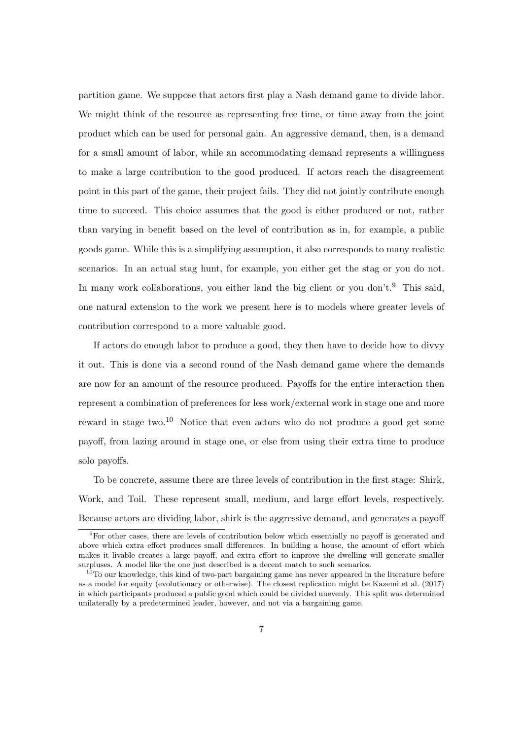partition game. We suppose that actors first play a Nash demand game to divide labor. We might think of the resource as representing free time, or time away from the joint product which can be used for personal gain. An aggressive demand, then, is a demand for a small amount of labor, while an accommodating demand represents a willingness to make a large contribution to the good produced. If actors reach the disagreement point in this part of the game, their project fails. They did not jointly contribute enough time to succeed. This choice assumes that the good is either produced or not, rather than varying in benefit based on the level of contribution as in, for example, a public goods game. While this is a simplifying assumption, it also corresponds to many realistic scenarios. In an actual stag hunt, for example, you either get the stag or you do not. In many work collaborations, you either land the big client or you don't.[9] This said, one natural extension to the work we present here is to models where greater levels of contribution correspond to a more valuable good.

If actors do enough labor to produce a good, they then have to decide how to divvy it out. This is done via a second round of the Nash demand game where the demands are now for an amount of the resource produced. Payoffs for the entire interaction then represent a combination of preferences for less work/external work in stage one and more reward in stage two.[10] Notice that even actors who do not produce a good get some payoff, from lazing around in stage one, or else from using their extra time to produce solo payoffs.

To be concrete, assume there are three levels of contribution in the first stage: Shirk, Work, and Toil. These represent small, medium, and large effort levels, respectively. Because actors are dividing labor, shirk is the aggressive demand, and generates a payoff

[9]For other cases, there are levels of contribution below which essentially no payoff is generated and above which extra effort produces small differences. In building a house, the amount of effort which makes it livable creates a large payoff, and extra effort to improve the dwelling will generate smaller surpluses. A model like the one just described is a decent match to such scenarios.

[10]To our knowledge, this kind of two-part bargaining game has never appeared in the literature before as a model for equity (evolutionary or otherwise). The closest replication might be Kazemi et al. (2017) in which participants produced a public good which could be divided unevenly. This split was determined unilaterally by a predetermined leader, however, and not via a bargaining game.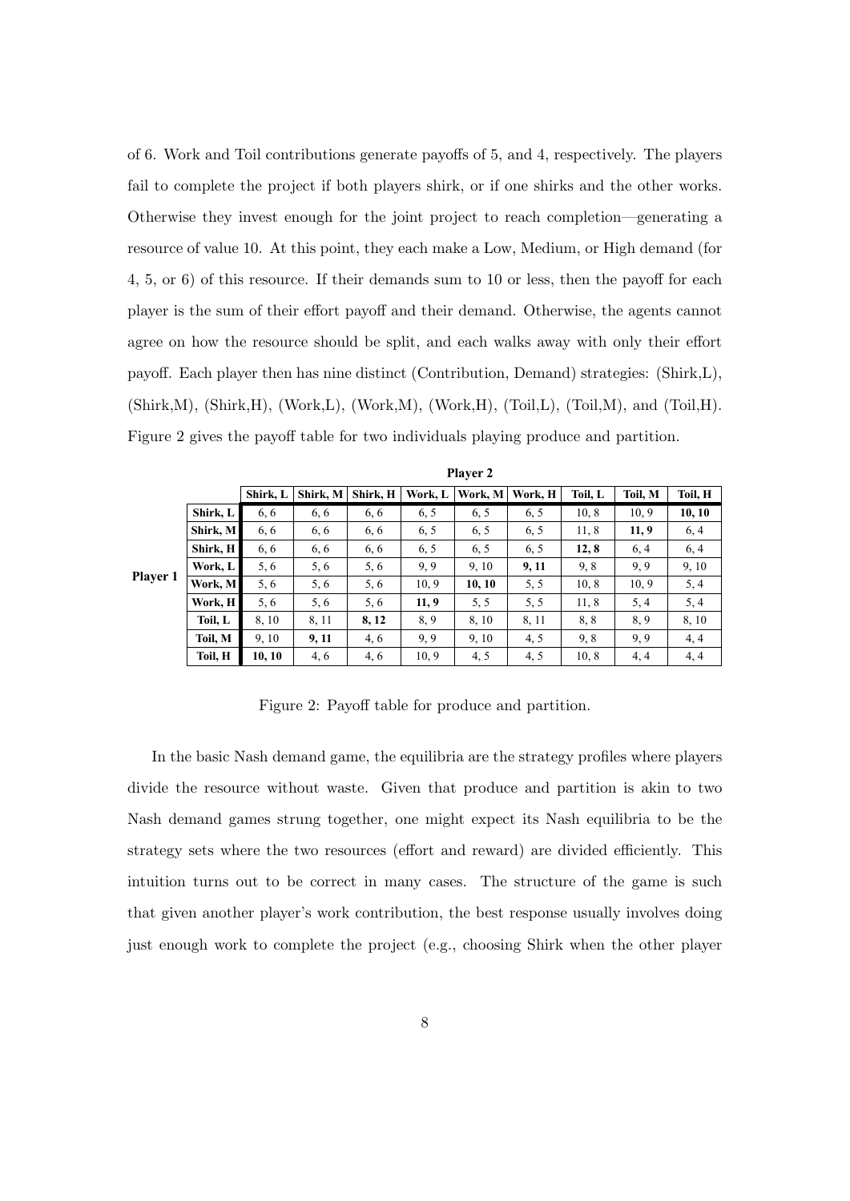of 6. Work and Toil contributions generate payoffs of 5, and 4, respectively. The players fail to complete the project if both players shirk, or if one shirks and the other works. Otherwise they invest enough for the joint project to reach completion—generating a resource of value 10. At this point, they each make a Low, Medium, or High demand (for 4, 5, or 6) of this resource. If their demands sum to 10 or less, then the payoff for each player is the sum of their effort payoff and their demand. Otherwise, the agents cannot agree on how the resource should be split, and each walks away with only their effort payoff. Each player then has nine distinct (Contribution, Demand) strategies: (Shirk,L), (Shirk,M), (Shirk,H), (Work,L), (Work,M), (Work,H), (Toil,L), (Toil,M), and (Toil,H). Figure 2 gives the payoff table for two individuals playing produce and partition.

| | | Player 2 | | | | | | | | |
|---|---|---|---|---|---|---|---|---|---|---|
| | | **Shirk, L** | **Shirk, M** | **Shirk, H** | **Work, L** | **Work, M** | **Work, H** | **Toil, L** | **Toil, M** | **Toil, H** |
| **Player 1** | **Shirk, L** | 6, 6 | 6, 6 | 6, 6 | 6, 5 | 6, 5 | 6, 5 | 10, 8 | 10, 9 | **10, 10** |
| | **Shirk, M** | 6, 6 | 6, 6 | 6, 6 | 6, 5 | 6, 5 | 6, 5 | 11, 8 | **11, 9** | 6, 4 |
| | **Shirk, H** | 6, 6 | 6, 6 | 6, 6 | 6, 5 | 6, 5 | 6, 5 | **12, 8** | 6, 4 | 6, 4 |
| | **Work, L** | 5, 6 | 5, 6 | 5, 6 | 9, 9 | 9, 10 | **9, 11** | 9, 8 | 9, 9 | 9, 10 |
| | **Work, M** | 5, 6 | 5, 6 | 5, 6 | 10, 9 | **10, 10** | 5, 5 | 10, 8 | 10, 9 | 5, 4 |
| | **Work, H** | 5, 6 | 5, 6 | 5, 6 | **11, 9** | 5, 5 | 5, 5 | 11, 8 | 5, 4 | 5, 4 |
| | **Toil, L** | 8, 10 | 8, 11 | **8, 12** | 8, 9 | 8, 10 | 8, 11 | 8, 8 | 8, 9 | 8, 10 |
| | **Toil, M** | 9, 10 | **9, 11** | 4, 6 | 9, 9 | 9, 10 | 4, 5 | 9, 8 | 9, 9 | 4, 4 |
| | **Toil, H** | **10, 10** | 4, 6 | 4, 6 | 10, 9 | 4, 5 | 4, 5 | 10, 8 | 4, 4 | 4, 4 |

Figure 2: Payoff table for produce and partition.

In the basic Nash demand game, the equilibria are the strategy profiles where players divide the resource without waste. Given that produce and partition is akin to two Nash demand games strung together, one might expect its Nash equilibria to be the strategy sets where the two resources (effort and reward) are divided efficiently. This intuition turns out to be correct in many cases. The structure of the game is such that given another player's work contribution, the best response usually involves doing just enough work to complete the project (e.g., choosing Shirk when the other player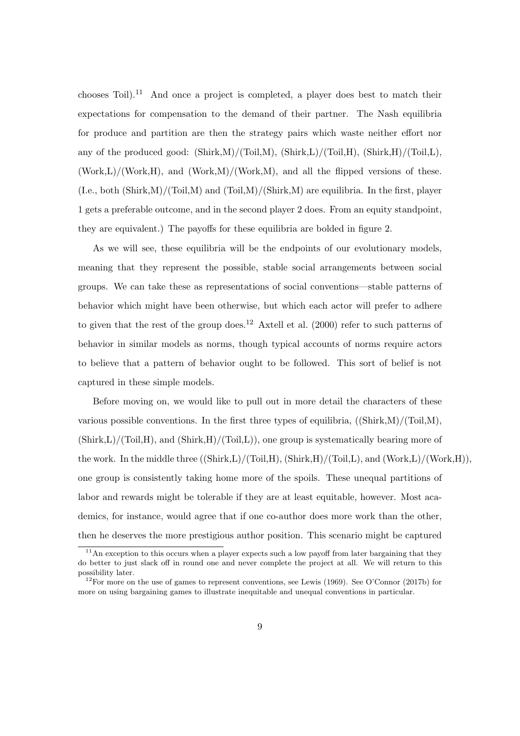chooses Toil).[11] And once a project is completed, a player does best to match their expectations for compensation to the demand of their partner. The Nash equilibria for produce and partition are then the strategy pairs which waste neither effort nor any of the produced good: (Shirk,M)/(Toil,M), (Shirk,L)/(Toil,H), (Shirk,H)/(Toil,L), (Work,L)/(Work,H), and (Work,M)/(Work,M), and all the flipped versions of these. (I.e., both (Shirk,M)/(Toil,M) and (Toil,M)/(Shirk,M) are equilibria. In the first, player 1 gets a preferable outcome, and in the second player 2 does. From an equity standpoint, they are equivalent.) The payoffs for these equilibria are bolded in figure 2.

As we will see, these equilibria will be the endpoints of our evolutionary models, meaning that they represent the possible, stable social arrangements between social groups. We can take these as representations of social conventions—stable patterns of behavior which might have been otherwise, but which each actor will prefer to adhere to given that the rest of the group does.[12] Axtell et al. (2000) refer to such patterns of behavior in similar models as norms, though typical accounts of norms require actors to believe that a pattern of behavior ought to be followed. This sort of belief is not captured in these simple models.

Before moving on, we would like to pull out in more detail the characters of these various possible conventions. In the first three types of equilibria, ((Shirk,M)/(Toil,M), (Shirk,L)/(Toil,H), and (Shirk,H)/(Toil,L)), one group is systematically bearing more of the work. In the middle three ((Shirk,L)/(Toil,H), (Shirk,H)/(Toil,L), and (Work,L)/(Work,H)), one group is consistently taking home more of the spoils. These unequal partitions of labor and rewards might be tolerable if they are at least equitable, however. Most academics, for instance, would agree that if one co-author does more work than the other, then he deserves the more prestigious author position. This scenario might be captured

[11] An exception to this occurs when a player expects such a low payoff from later bargaining that they do better to just slack off in round one and never complete the project at all. We will return to this possibility later.

[12] For more on the use of games to represent conventions, see Lewis (1969). See O'Connor (2017b) for more on using bargaining games to illustrate inequitable and unequal conventions in particular.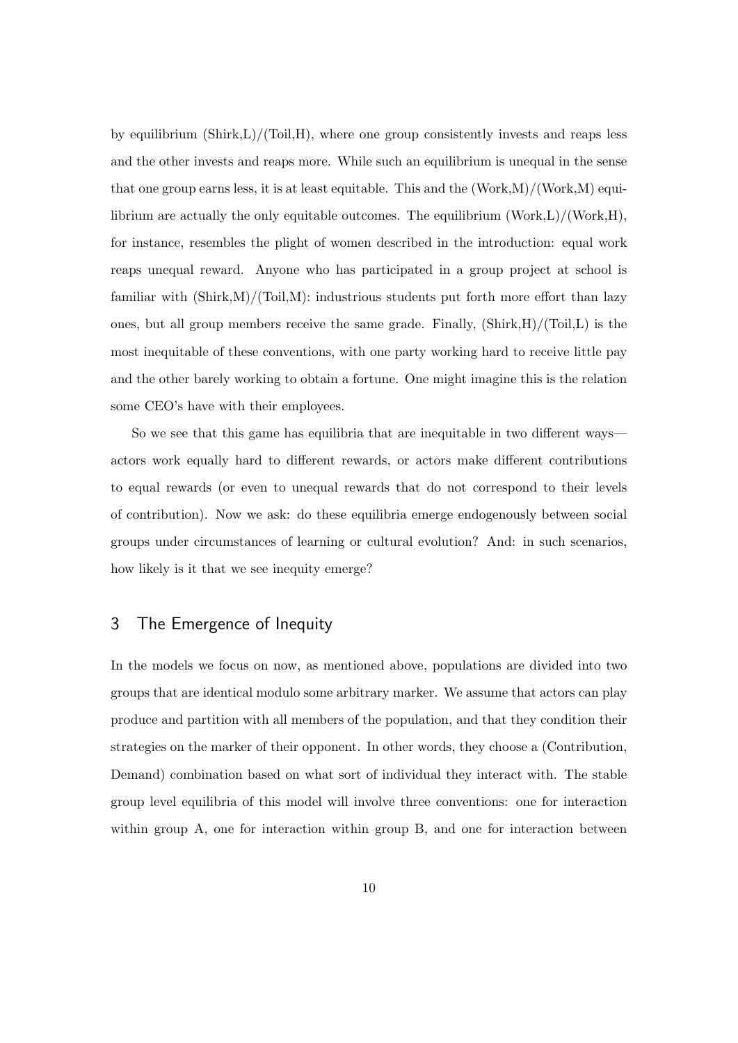by equilibrium (Shirk,L)/(Toil,H), where one group consistently invests and reaps less and the other invests and reaps more. While such an equilibrium is unequal in the sense that one group earns less, it is at least equitable. This and the (Work,M)/(Work,M) equilibrium are actually the only equitable outcomes. The equilibrium (Work,L)/(Work,H), for instance, resembles the plight of women described in the introduction: equal work reaps unequal reward. Anyone who has participated in a group project at school is familiar with (Shirk,M)/(Toil,M): industrious students put forth more effort than lazy ones, but all group members receive the same grade. Finally, (Shirk,H)/(Toil,L) is the most inequitable of these conventions, with one party working hard to receive little pay and the other barely working to obtain a fortune. One might imagine this is the relation some CEO's have with their employees.

So we see that this game has equilibria that are inequitable in two different ways—actors work equally hard to different rewards, or actors make different contributions to equal rewards (or even to unequal rewards that do not correspond to their levels of contribution). Now we ask: do these equilibria emerge endogenously between social groups under circumstances of learning or cultural evolution? And: in such scenarios, how likely is it that we see inequity emerge?

## 3 The Emergence of Inequity

In the models we focus on now, as mentioned above, populations are divided into two groups that are identical modulo some arbitrary marker. We assume that actors can play produce and partition with all members of the population, and that they condition their strategies on the marker of their opponent. In other words, they choose a (Contribution, Demand) combination based on what sort of individual they interact with. The stable group level equilibria of this model will involve three conventions: one for interaction within group A, one for interaction within group B, and one for interaction between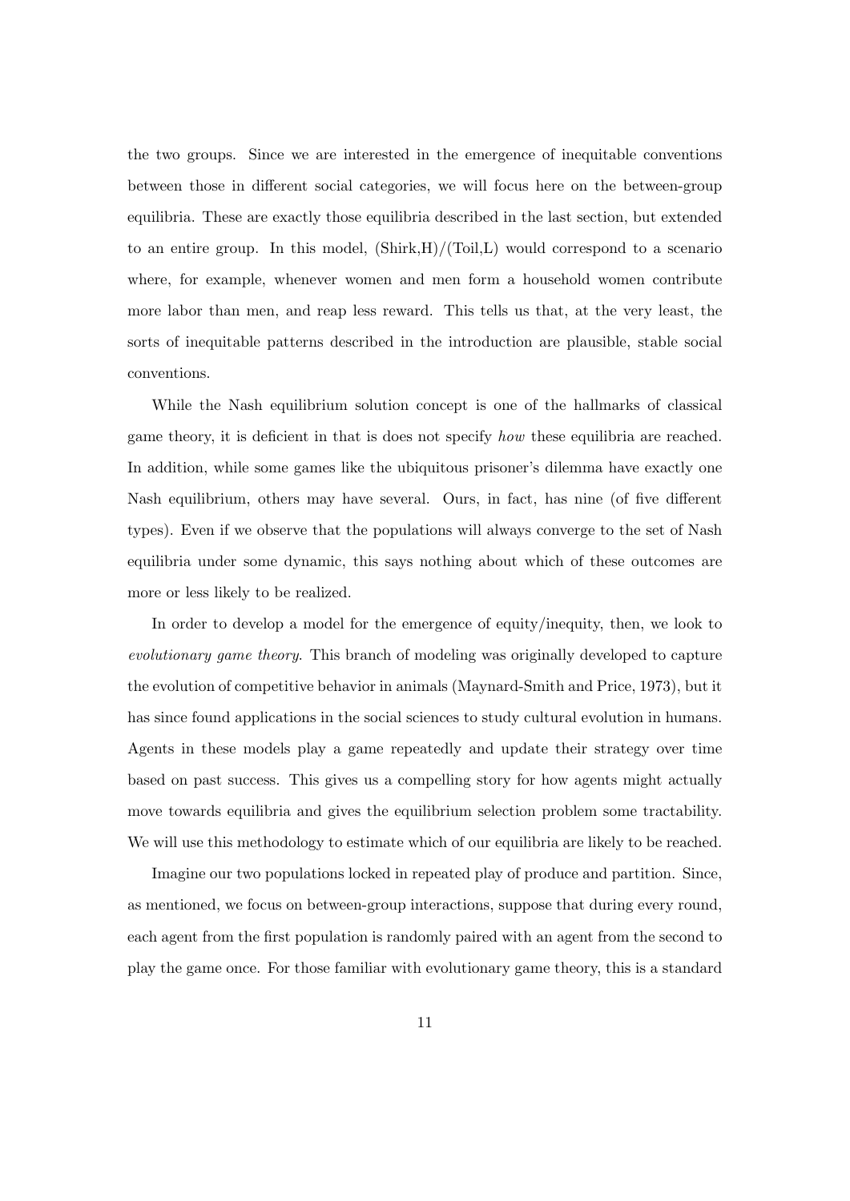the two groups. Since we are interested in the emergence of inequitable conventions between those in different social categories, we will focus here on the between-group equilibria. These are exactly those equilibria described in the last section, but extended to an entire group. In this model, (Shirk,H)/(Toil,L) would correspond to a scenario where, for example, whenever women and men form a household women contribute more labor than men, and reap less reward. This tells us that, at the very least, the sorts of inequitable patterns described in the introduction are plausible, stable social conventions.

While the Nash equilibrium solution concept is one of the hallmarks of classical game theory, it is deficient in that is does not specify *how* these equilibria are reached. In addition, while some games like the ubiquitous prisoner's dilemma have exactly one Nash equilibrium, others may have several. Ours, in fact, has nine (of five different types). Even if we observe that the populations will always converge to the set of Nash equilibria under some dynamic, this says nothing about which of these outcomes are more or less likely to be realized.

In order to develop a model for the emergence of equity/inequity, then, we look to *evolutionary game theory*. This branch of modeling was originally developed to capture the evolution of competitive behavior in animals (Maynard-Smith and Price, 1973), but it has since found applications in the social sciences to study cultural evolution in humans. Agents in these models play a game repeatedly and update their strategy over time based on past success. This gives us a compelling story for how agents might actually move towards equilibria and gives the equilibrium selection problem some tractability. We will use this methodology to estimate which of our equilibria are likely to be reached.

Imagine our two populations locked in repeated play of produce and partition. Since, as mentioned, we focus on between-group interactions, suppose that during every round, each agent from the first population is randomly paired with an agent from the second to play the game once. For those familiar with evolutionary game theory, this is a standard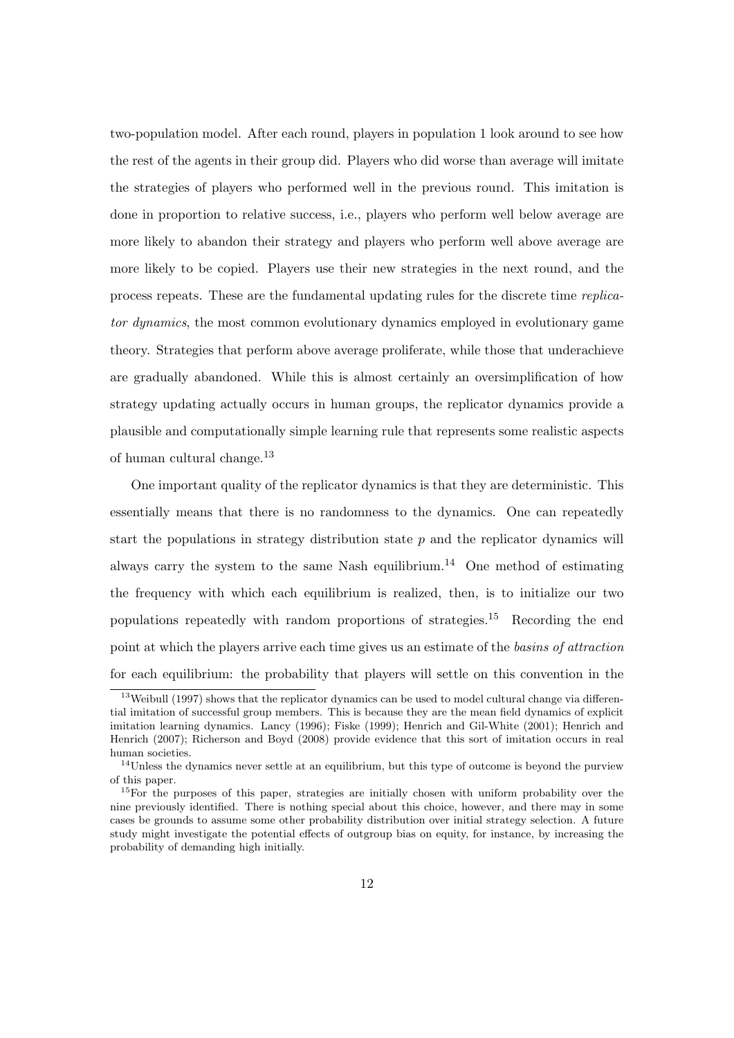two-population model. After each round, players in population 1 look around to see how the rest of the agents in their group did. Players who did worse than average will imitate the strategies of players who performed well in the previous round. This imitation is done in proportion to relative success, i.e., players who perform well below average are more likely to abandon their strategy and players who perform well above average are more likely to be copied. Players use their new strategies in the next round, and the process repeats. These are the fundamental updating rules for the discrete time *replicator dynamics*, the most common evolutionary dynamics employed in evolutionary game theory. Strategies that perform above average proliferate, while those that underachieve are gradually abandoned. While this is almost certainly an oversimplification of how strategy updating actually occurs in human groups, the replicator dynamics provide a plausible and computationally simple learning rule that represents some realistic aspects of human cultural change.[13]

One important quality of the replicator dynamics is that they are deterministic. This essentially means that there is no randomness to the dynamics. One can repeatedly start the populations in strategy distribution state $p$ and the replicator dynamics will always carry the system to the same Nash equilibrium.[14] One method of estimating the frequency with which each equilibrium is realized, then, is to initialize our two populations repeatedly with random proportions of strategies.[15] Recording the end point at which the players arrive each time gives us an estimate of the *basins of attraction* for each equilibrium: the probability that players will settle on this convention in the

[13] Weibull (1997) shows that the replicator dynamics can be used to model cultural change via differential imitation of successful group members. This is because they are the mean field dynamics of explicit imitation learning dynamics. Lancy (1996); Fiske (1999); Henrich and Gil-White (2001); Henrich and Henrich (2007); Richerson and Boyd (2008) provide evidence that this sort of imitation occurs in real human societies.

[14] Unless the dynamics never settle at an equilibrium, but this type of outcome is beyond the purview of this paper.

[15] For the purposes of this paper, strategies are initially chosen with uniform probability over the nine previously identified. There is nothing special about this choice, however, and there may in some cases be grounds to assume some other probability distribution over initial strategy selection. A future study might investigate the potential effects of outgroup bias on equity, for instance, by increasing the probability of demanding high initially.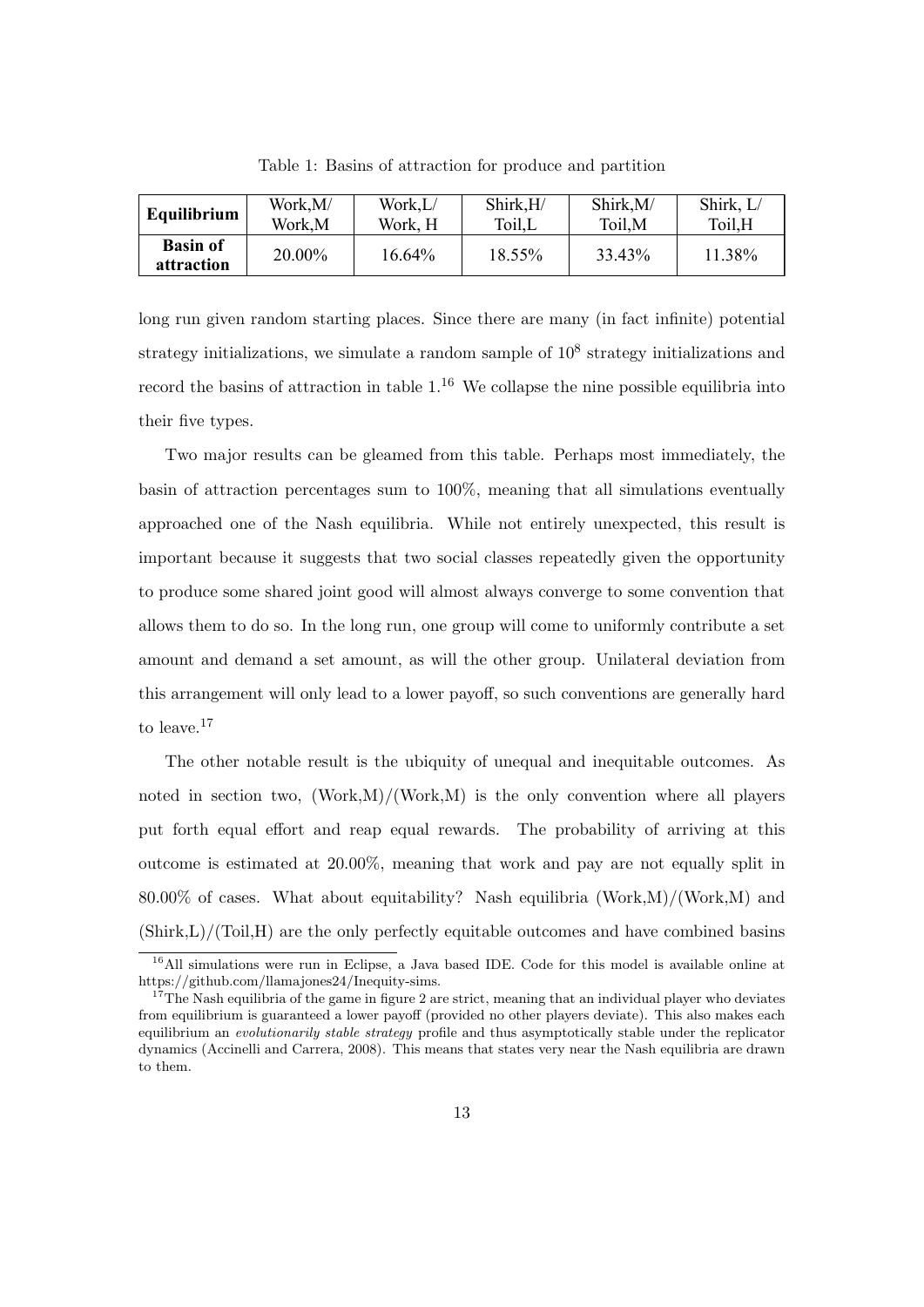Table 1: Basins of attraction for produce and partition

| **Equilibrium** | Work,M/ Work,M | Work,L/ Work, H | Shirk,H/ Toil,L | Shirk,M/ Toil,M | Shirk, L/ Toil,H |
|---|---|---|---|---|---|
| **Basin of attraction** | 20.00% | 16.64% | 18.55% | 33.43% | 11.38% |

long run given random starting places. Since there are many (in fact infinite) potential strategy initializations, we simulate a random sample of $10^8$ strategy initializations and record the basins of attraction in table 1.[16] We collapse the nine possible equilibria into their five types.

Two major results can be gleamed from this table. Perhaps most immediately, the basin of attraction percentages sum to 100%, meaning that all simulations eventually approached one of the Nash equilibria. While not entirely unexpected, this result is important because it suggests that two social classes repeatedly given the opportunity to produce some shared joint good will almost always converge to some convention that allows them to do so. In the long run, one group will come to uniformly contribute a set amount and demand a set amount, as will the other group. Unilateral deviation from this arrangement will only lead to a lower payoff, so such conventions are generally hard to leave.[17]

The other notable result is the ubiquity of unequal and inequitable outcomes. As noted in section two, (Work,M)/(Work,M) is the only convention where all players put forth equal effort and reap equal rewards. The probability of arriving at this outcome is estimated at 20.00%, meaning that work and pay are not equally split in 80.00% of cases. What about equitability? Nash equilibria (Work,M)/(Work,M) and (Shirk,L)/(Toil,H) are the only perfectly equitable outcomes and have combined basins

[16] All simulations were run in Eclipse, a Java based IDE. Code for this model is available online at https://github.com/llamajones24/Inequity-sims.

[17] The Nash equilibria of the game in figure 2 are strict, meaning that an individual player who deviates from equilibrium is guaranteed a lower payoff (provided no other players deviate). This also makes each equilibrium an *evolutionarily stable strategy* profile and thus asymptotically stable under the replicator dynamics (Accinelli and Carrera, 2008). This means that states very near the Nash equilibria are drawn to them.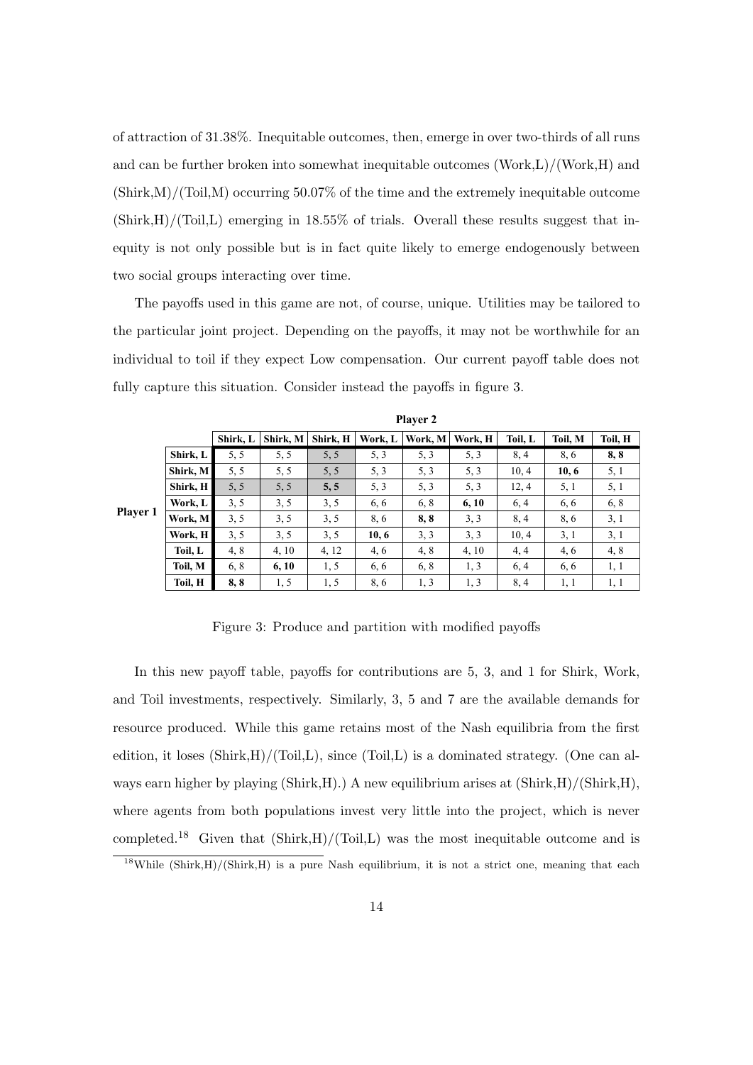of attraction of 31.38%. Inequitable outcomes, then, emerge in over two-thirds of all runs and can be further broken into somewhat inequitable outcomes (Work,L)/(Work,H) and (Shirk,M)/(Toil,M) occurring 50.07% of the time and the extremely inequitable outcome (Shirk,H)/(Toil,L) emerging in 18.55% of trials. Overall these results suggest that inequity is not only possible but is in fact quite likely to emerge endogenously between two social groups interacting over time.

The payoffs used in this game are not, of course, unique. Utilities may be tailored to the particular joint project. Depending on the payoffs, it may not be worthwhile for an individual to toil if they expect Low compensation. Our current payoff table does not fully capture this situation. Consider instead the payoffs in figure 3.

| | | **Player 2** | | | | | | | | |
|---|---|---|---|---|---|---|---|---|---|---|
| | | **Shirk, L** | **Shirk, M** | **Shirk, H** | **Work, L** | **Work, M** | **Work, H** | **Toil, L** | **Toil, M** | **Toil, H** |
| **Player 1** | **Shirk, L** | 5, 5 | 5, 5 | 5, 5 | 5, 3 | 5, 3 | 5, 3 | 8, 4 | 8, 6 | **8, 8** |
| | **Shirk, M** | 5, 5 | 5, 5 | 5, 5 | 5, 3 | 5, 3 | 5, 3 | 10, 4 | **10, 6** | 5, 1 |
| | **Shirk, H** | 5, 5 | 5, 5 | **5, 5** | 5, 3 | 5, 3 | 5, 3 | 12, 4 | 5, 1 | 5, 1 |
| | **Work, L** | 3, 5 | 3, 5 | 3, 5 | 6, 6 | 6, 8 | **6, 10** | 6, 4 | 6, 6 | 6, 8 |
| | **Work, M** | 3, 5 | 3, 5 | 3, 5 | 8, 6 | **8, 8** | 3, 3 | 8, 4 | 8, 6 | 3, 1 |
| | **Work, H** | 3, 5 | 3, 5 | 3, 5 | **10, 6** | 3, 3 | 3, 3 | 10, 4 | 3, 1 | 3, 1 |
| | **Toil, L** | 4, 8 | 4, 10 | 4, 12 | 4, 6 | 4, 8 | 4, 10 | 4, 4 | 4, 6 | 4, 8 |
| | **Toil, M** | 6, 8 | **6, 10** | 1, 5 | 6, 6 | 6, 8 | 1, 3 | 6, 4 | 6, 6 | 1, 1 |
| | **Toil, H** | **8, 8** | 1, 5 | 1, 5 | 8, 6 | 1, 3 | 1, 3 | 8, 4 | 1, 1 | 1, 1 |

Figure 3: Produce and partition with modified payoffs

In this new payoff table, payoffs for contributions are 5, 3, and 1 for Shirk, Work, and Toil investments, respectively. Similarly, 3, 5 and 7 are the available demands for resource produced. While this game retains most of the Nash equilibria from the first edition, it loses (Shirk,H)/(Toil,L), since (Toil,L) is a dominated strategy. (One can always earn higher by playing (Shirk,H).) A new equilibrium arises at (Shirk,H)/(Shirk,H), where agents from both populations invest very little into the project, which is never completed.[18] Given that (Shirk,H)/(Toil,L) was the most inequitable outcome and is

[18]While (Shirk,H)/(Shirk,H) is a pure Nash equilibrium, it is not a strict one, meaning that each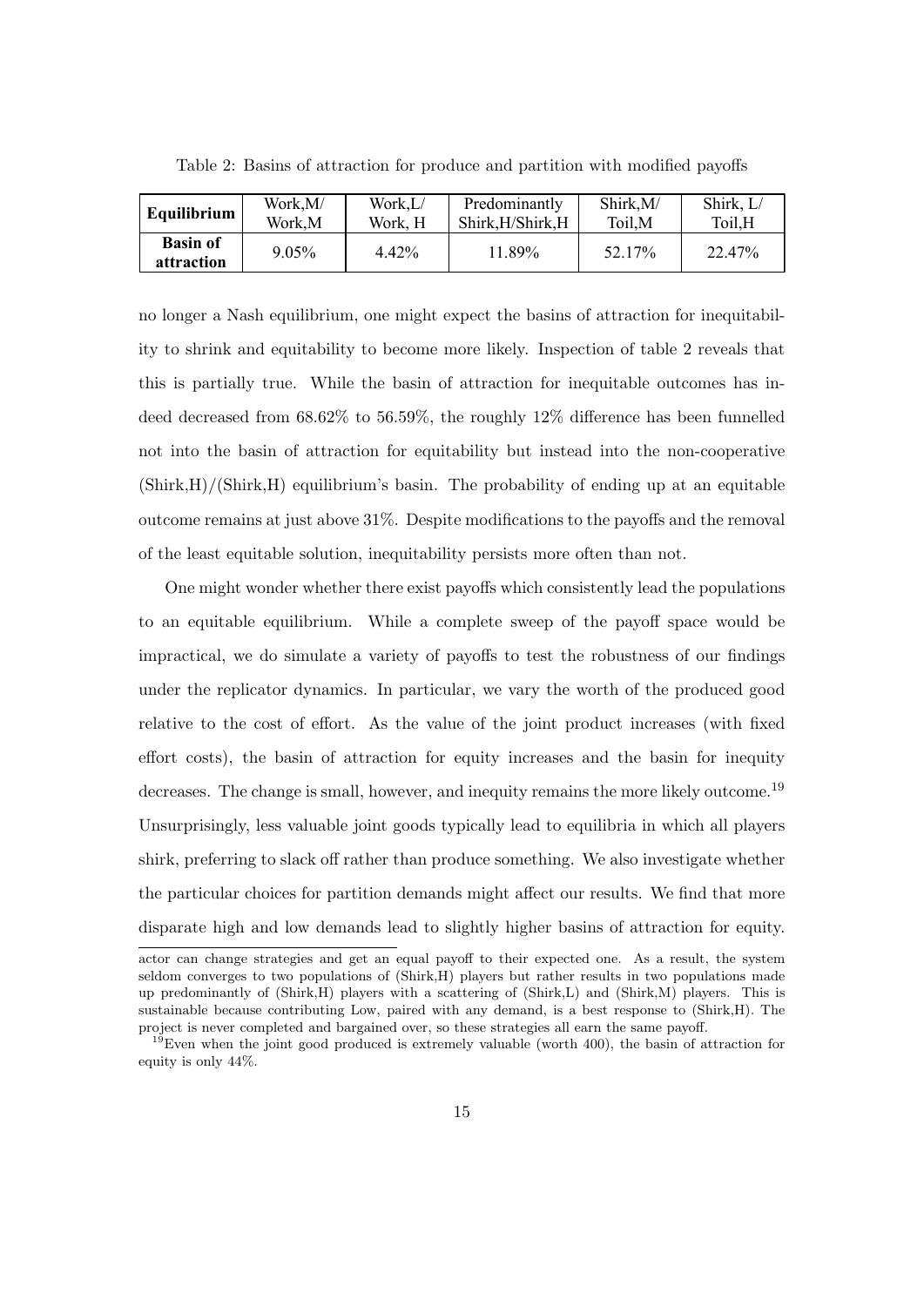Table 2: Basins of attraction for produce and partition with modified payoffs

| **Equilibrium** | Work,M/ Work,M | Work,L/ Work, H | Predominantly Shirk,H/Shirk,H | Shirk,M/ Toil,M | Shirk, L/ Toil,H |
|---|---|---|---|---|---|
| **Basin of attraction** | 9.05% | 4.42% | 11.89% | 52.17% | 22.47% |

no longer a Nash equilibrium, one might expect the basins of attraction for inequitability to shrink and equitability to become more likely. Inspection of table 2 reveals that this is partially true. While the basin of attraction for inequitable outcomes has indeed decreased from 68.62% to 56.59%, the roughly 12% difference has been funnelled not into the basin of attraction for equitability but instead into the non-cooperative (Shirk,H)/(Shirk,H) equilibrium's basin. The probability of ending up at an equitable outcome remains at just above 31%. Despite modifications to the payoffs and the removal of the least equitable solution, inequitability persists more often than not.

One might wonder whether there exist payoffs which consistently lead the populations to an equitable equilibrium. While a complete sweep of the payoff space would be impractical, we do simulate a variety of payoffs to test the robustness of our findings under the replicator dynamics. In particular, we vary the worth of the produced good relative to the cost of effort. As the value of the joint product increases (with fixed effort costs), the basin of attraction for equity increases and the basin for inequity decreases. The change is small, however, and inequity remains the more likely outcome.[19] Unsurprisingly, less valuable joint goods typically lead to equilibria in which all players shirk, preferring to slack off rather than produce something. We also investigate whether the particular choices for partition demands might affect our results. We find that more disparate high and low demands lead to slightly higher basins of attraction for equity.

actor can change strategies and get an equal payoff to their expected one. As a result, the system seldom converges to two populations of (Shirk,H) players but rather results in two populations made up predominantly of (Shirk,H) players with a scattering of (Shirk,L) and (Shirk,M) players. This is sustainable because contributing Low, paired with any demand, is a best response to (Shirk,H). The project is never completed and bargained over, so these strategies all earn the same payoff.

[19] Even when the joint good produced is extremely valuable (worth 400), the basin of attraction for equity is only 44%.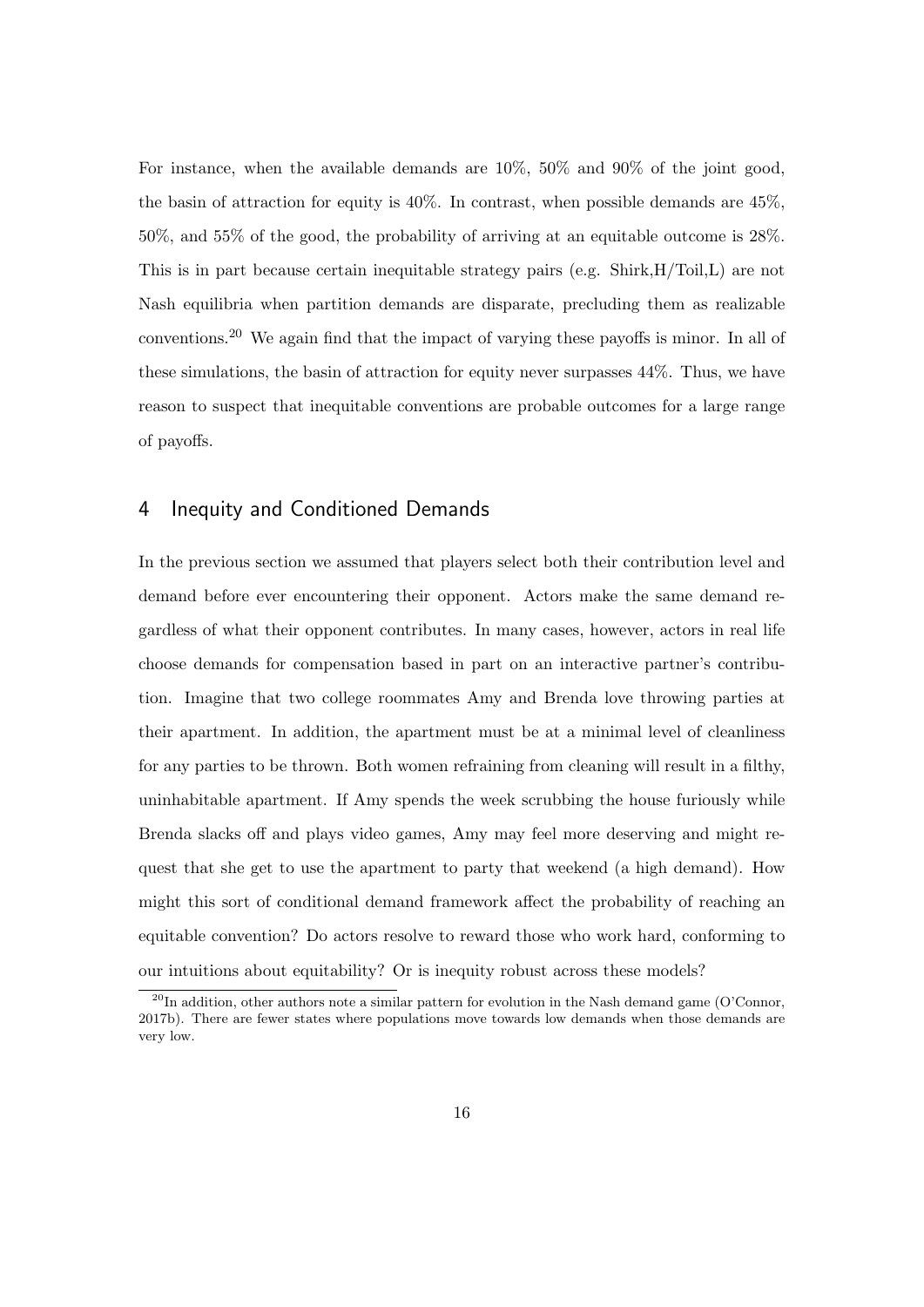For instance, when the available demands are 10%, 50% and 90% of the joint good, the basin of attraction for equity is 40%. In contrast, when possible demands are 45%, 50%, and 55% of the good, the probability of arriving at an equitable outcome is 28%. This is in part because certain inequitable strategy pairs (e.g. Shirk,H/Toil,L) are not Nash equilibria when partition demands are disparate, precluding them as realizable conventions.[20] We again find that the impact of varying these payoffs is minor. In all of these simulations, the basin of attraction for equity never surpasses 44%. Thus, we have reason to suspect that inequitable conventions are probable outcomes for a large range of payoffs.

## 4 Inequity and Conditioned Demands

In the previous section we assumed that players select both their contribution level and demand before ever encountering their opponent. Actors make the same demand regardless of what their opponent contributes. In many cases, however, actors in real life choose demands for compensation based in part on an interactive partner's contribution. Imagine that two college roommates Amy and Brenda love throwing parties at their apartment. In addition, the apartment must be at a minimal level of cleanliness for any parties to be thrown. Both women refraining from cleaning will result in a filthy, uninhabitable apartment. If Amy spends the week scrubbing the house furiously while Brenda slacks off and plays video games, Amy may feel more deserving and might request that she get to use the apartment to party that weekend (a high demand). How might this sort of conditional demand framework affect the probability of reaching an equitable convention? Do actors resolve to reward those who work hard, conforming to our intuitions about equitability? Or is inequity robust across these models?

[20] In addition, other authors note a similar pattern for evolution in the Nash demand game (O'Connor, 2017b). There are fewer states where populations move towards low demands when those demands are very low.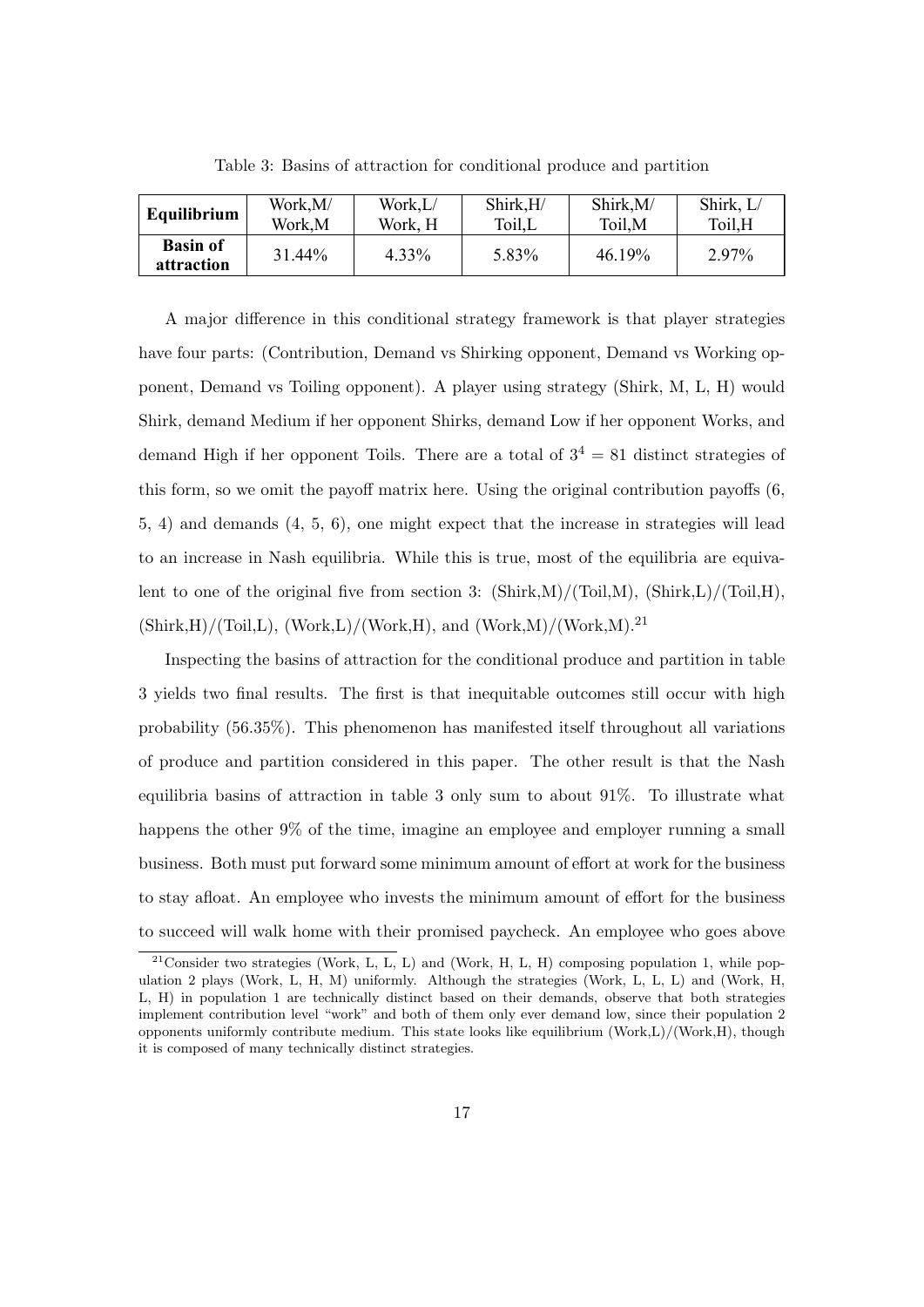Table 3: Basins of attraction for conditional produce and partition

| **Equilibrium** | Work,M/ Work,M | Work,L/ Work, H | Shirk,H/ Toil,L | Shirk,M/ Toil,M | Shirk, L/ Toil,H |
|---|---|---|---|---|---|
| **Basin of attraction** | 31.44% | 4.33% | 5.83% | 46.19% | 2.97% |

A major difference in this conditional strategy framework is that player strategies have four parts: (Contribution, Demand vs Shirking opponent, Demand vs Working opponent, Demand vs Toiling opponent). A player using strategy (Shirk, M, L, H) would Shirk, demand Medium if her opponent Shirks, demand Low if her opponent Works, and demand High if her opponent Toils. There are a total of $3^4 = 81$ distinct strategies of this form, so we omit the payoff matrix here. Using the original contribution payoffs (6, 5, 4) and demands (4, 5, 6), one might expect that the increase in strategies will lead to an increase in Nash equilibria. While this is true, most of the equilibria are equivalent to one of the original five from section 3: (Shirk,M)/(Toil,M), (Shirk,L)/(Toil,H), (Shirk,H)/(Toil,L), (Work,L)/(Work,H), and (Work,M)/(Work,M).[21]

Inspecting the basins of attraction for the conditional produce and partition in table 3 yields two final results. The first is that inequitable outcomes still occur with high probability (56.35%). This phenomenon has manifested itself throughout all variations of produce and partition considered in this paper. The other result is that the Nash equilibria basins of attraction in table 3 only sum to about 91%. To illustrate what happens the other 9% of the time, imagine an employee and employer running a small business. Both must put forward some minimum amount of effort at work for the business to stay afloat. An employee who invests the minimum amount of effort for the business to succeed will walk home with their promised paycheck. An employee who goes above

[21] Consider two strategies (Work, L, L, L) and (Work, H, L, H) composing population 1, while population 2 plays (Work, L, H, M) uniformly. Although the strategies (Work, L, L, L) and (Work, H, L, H) in population 1 are technically distinct based on their demands, observe that both strategies implement contribution level "work" and both of them only ever demand low, since their population 2 opponents uniformly contribute medium. This state looks like equilibrium (Work,L)/(Work,H), though it is composed of many technically distinct strategies.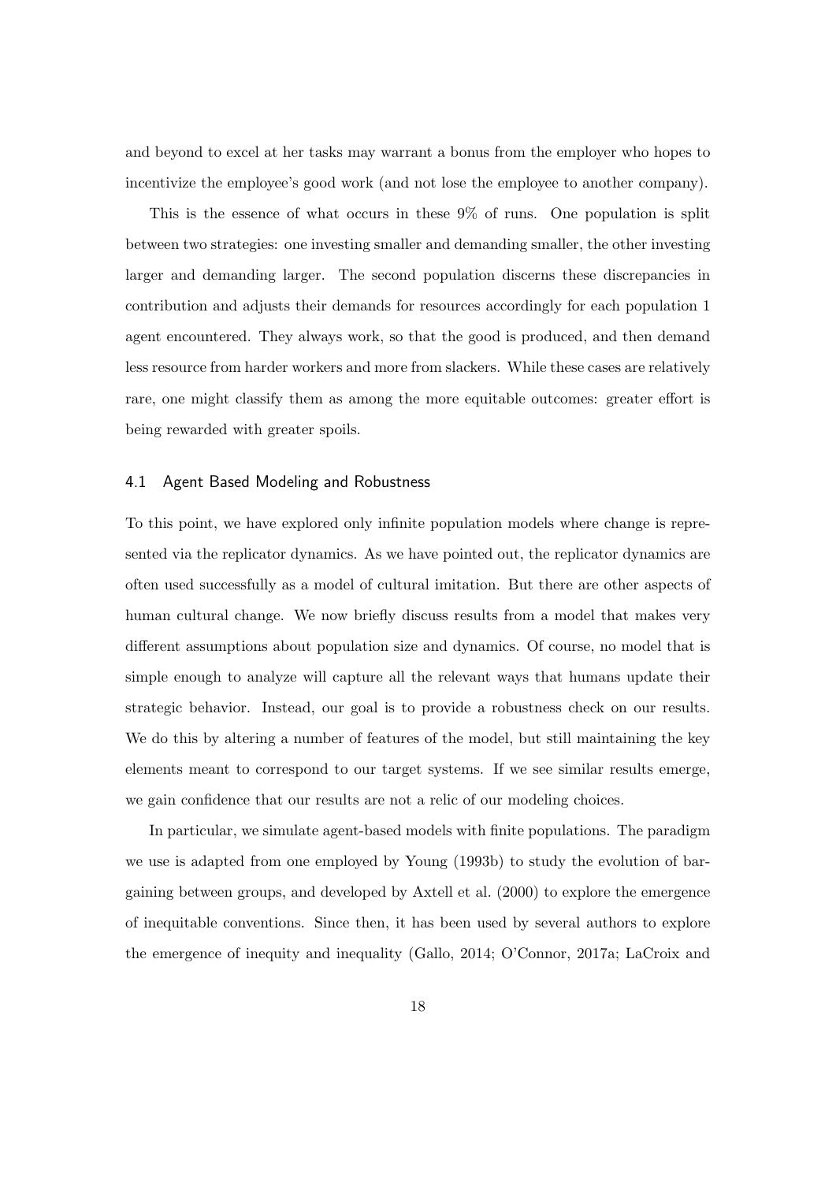and beyond to excel at her tasks may warrant a bonus from the employer who hopes to incentivize the employee's good work (and not lose the employee to another company).

This is the essence of what occurs in these 9% of runs. One population is split between two strategies: one investing smaller and demanding smaller, the other investing larger and demanding larger. The second population discerns these discrepancies in contribution and adjusts their demands for resources accordingly for each population 1 agent encountered. They always work, so that the good is produced, and then demand less resource from harder workers and more from slackers. While these cases are relatively rare, one might classify them as among the more equitable outcomes: greater effort is being rewarded with greater spoils.

### 4.1 Agent Based Modeling and Robustness

To this point, we have explored only infinite population models where change is represented via the replicator dynamics. As we have pointed out, the replicator dynamics are often used successfully as a model of cultural imitation. But there are other aspects of human cultural change. We now briefly discuss results from a model that makes very different assumptions about population size and dynamics. Of course, no model that is simple enough to analyze will capture all the relevant ways that humans update their strategic behavior. Instead, our goal is to provide a robustness check on our results. We do this by altering a number of features of the model, but still maintaining the key elements meant to correspond to our target systems. If we see similar results emerge, we gain confidence that our results are not a relic of our modeling choices.

In particular, we simulate agent-based models with finite populations. The paradigm we use is adapted from one employed by Young (1993b) to study the evolution of bargaining between groups, and developed by Axtell et al. (2000) to explore the emergence of inequitable conventions. Since then, it has been used by several authors to explore the emergence of inequity and inequality (Gallo, 2014; O'Connor, 2017a; LaCroix and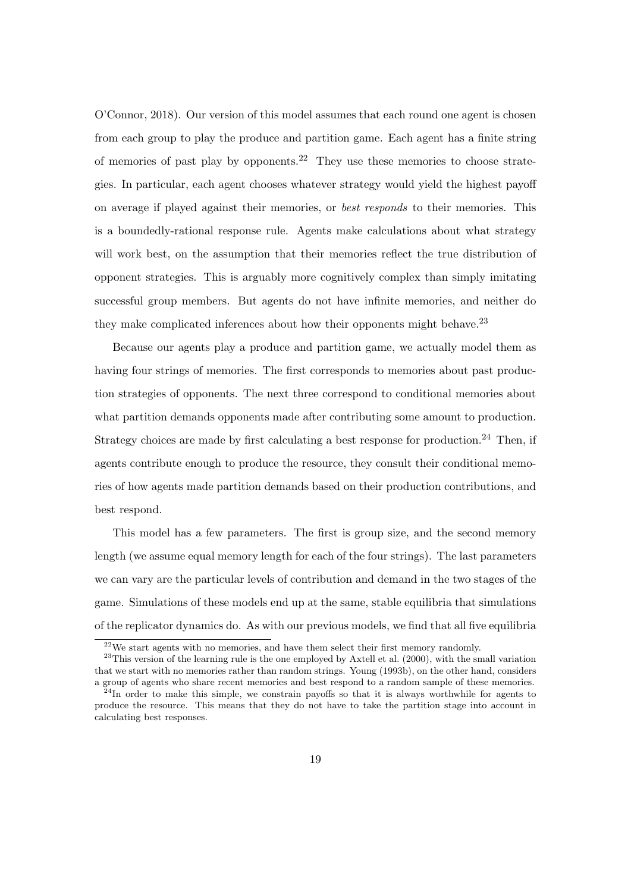O'Connor, 2018). Our version of this model assumes that each round one agent is chosen from each group to play the produce and partition game. Each agent has a finite string of memories of past play by opponents.[22] They use these memories to choose strategies. In particular, each agent chooses whatever strategy would yield the highest payoff on average if played against their memories, or *best responds* to their memories. This is a boundedly-rational response rule. Agents make calculations about what strategy will work best, on the assumption that their memories reflect the true distribution of opponent strategies. This is arguably more cognitively complex than simply imitating successful group members. But agents do not have infinite memories, and neither do they make complicated inferences about how their opponents might behave.[23]

Because our agents play a produce and partition game, we actually model them as having four strings of memories. The first corresponds to memories about past production strategies of opponents. The next three correspond to conditional memories about what partition demands opponents made after contributing some amount to production. Strategy choices are made by first calculating a best response for production.[24] Then, if agents contribute enough to produce the resource, they consult their conditional memories of how agents made partition demands based on their production contributions, and best respond.

This model has a few parameters. The first is group size, and the second memory length (we assume equal memory length for each of the four strings). The last parameters we can vary are the particular levels of contribution and demand in the two stages of the game. Simulations of these models end up at the same, stable equilibria that simulations of the replicator dynamics do. As with our previous models, we find that all five equilibria

[22] We start agents with no memories, and have them select their first memory randomly.

[23] This version of the learning rule is the one employed by Axtell et al. (2000), with the small variation that we start with no memories rather than random strings. Young (1993b), on the other hand, considers a group of agents who share recent memories and best respond to a random sample of these memories.

[24] In order to make this simple, we constrain payoffs so that it is always worthwhile for agents to produce the resource. This means that they do not have to take the partition stage into account in calculating best responses.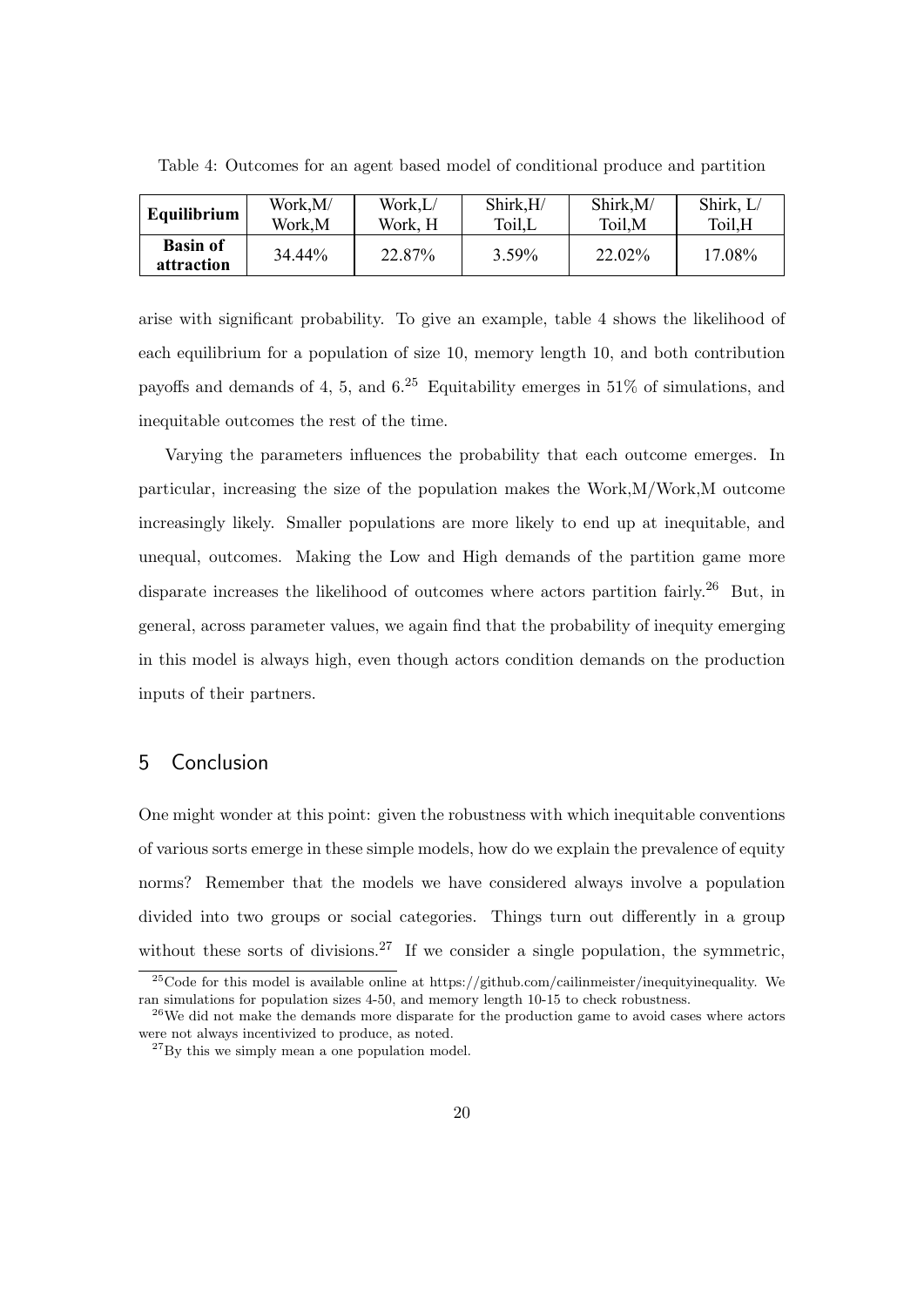Table 4: Outcomes for an agent based model of conditional produce and partition

| **Equilibrium** | Work,M/ Work,M | Work,L/ Work, H | Shirk,H/ Toil,L | Shirk,M/ Toil,M | Shirk, L/ Toil,H |
|---|---|---|---|---|---|
| **Basin of attraction** | 34.44% | 22.87% | 3.59% | 22.02% | 17.08% |

arise with significant probability. To give an example, table 4 shows the likelihood of each equilibrium for a population of size 10, memory length 10, and both contribution payoffs and demands of 4, 5, and 6.[25] Equitability emerges in 51% of simulations, and inequitable outcomes the rest of the time.

Varying the parameters influences the probability that each outcome emerges. In particular, increasing the size of the population makes the Work,M/Work,M outcome increasingly likely. Smaller populations are more likely to end up at inequitable, and unequal, outcomes. Making the Low and High demands of the partition game more disparate increases the likelihood of outcomes where actors partition fairly.[26] But, in general, across parameter values, we again find that the probability of inequity emerging in this model is always high, even though actors condition demands on the production inputs of their partners.

## 5 Conclusion

One might wonder at this point: given the robustness with which inequitable conventions of various sorts emerge in these simple models, how do we explain the prevalence of equity norms? Remember that the models we have considered always involve a population divided into two groups or social categories. Things turn out differently in a group without these sorts of divisions.[27] If we consider a single population, the symmetric,

[25] Code for this model is available online at https://github.com/cailinmeister/inequityinequality. We ran simulations for population sizes 4-50, and memory length 10-15 to check robustness.

[26] We did not make the demands more disparate for the production game to avoid cases where actors were not always incentivized to produce, as noted.

[27] By this we simply mean a one population model.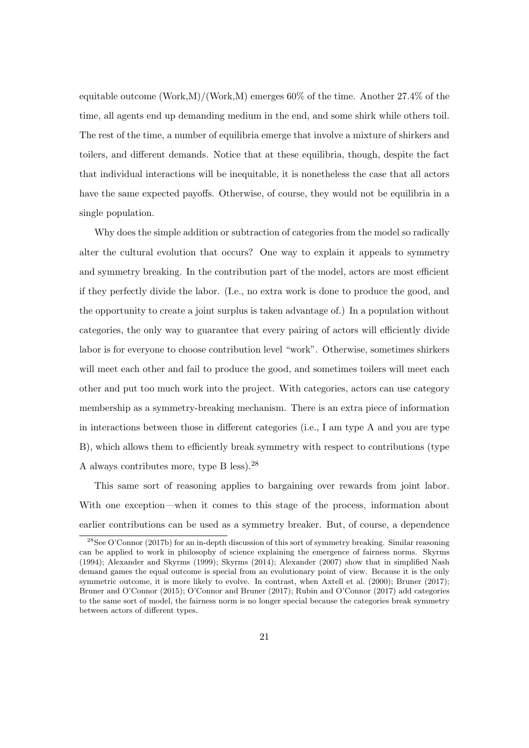equitable outcome (Work,M)/(Work,M) emerges 60% of the time. Another 27.4% of the time, all agents end up demanding medium in the end, and some shirk while others toil. The rest of the time, a number of equilibria emerge that involve a mixture of shirkers and toilers, and different demands. Notice that at these equilibria, though, despite the fact that individual interactions will be inequitable, it is nonetheless the case that all actors have the same expected payoffs. Otherwise, of course, they would not be equilibria in a single population.

Why does the simple addition or subtraction of categories from the model so radically alter the cultural evolution that occurs? One way to explain it appeals to symmetry and symmetry breaking. In the contribution part of the model, actors are most efficient if they perfectly divide the labor. (I.e., no extra work is done to produce the good, and the opportunity to create a joint surplus is taken advantage of.) In a population without categories, the only way to guarantee that every pairing of actors will efficiently divide labor is for everyone to choose contribution level "work". Otherwise, sometimes shirkers will meet each other and fail to produce the good, and sometimes toilers will meet each other and put too much work into the project. With categories, actors can use category membership as a symmetry-breaking mechanism. There is an extra piece of information in interactions between those in different categories (i.e., I am type A and you are type B), which allows them to efficiently break symmetry with respect to contributions (type A always contributes more, type B less).[28]

This same sort of reasoning applies to bargaining over rewards from joint labor. With one exception—when it comes to this stage of the process, information about earlier contributions can be used as a symmetry breaker. But, of course, a dependence

[28]See O'Connor (2017b) for an in-depth discussion of this sort of symmetry breaking. Similar reasoning can be applied to work in philosophy of science explaining the emergence of fairness norms. Skyrms (1994); Alexander and Skyrms (1999); Skyrms (2014); Alexander (2007) show that in simplified Nash demand games the equal outcome is special from an evolutionary point of view. Because it is the only symmetric outcome, it is more likely to evolve. In contrast, when Axtell et al. (2000); Bruner (2017); Bruner and O'Connor (2015); O'Connor and Bruner (2017); Rubin and O'Connor (2017) add categories to the same sort of model, the fairness norm is no longer special because the categories break symmetry between actors of different types.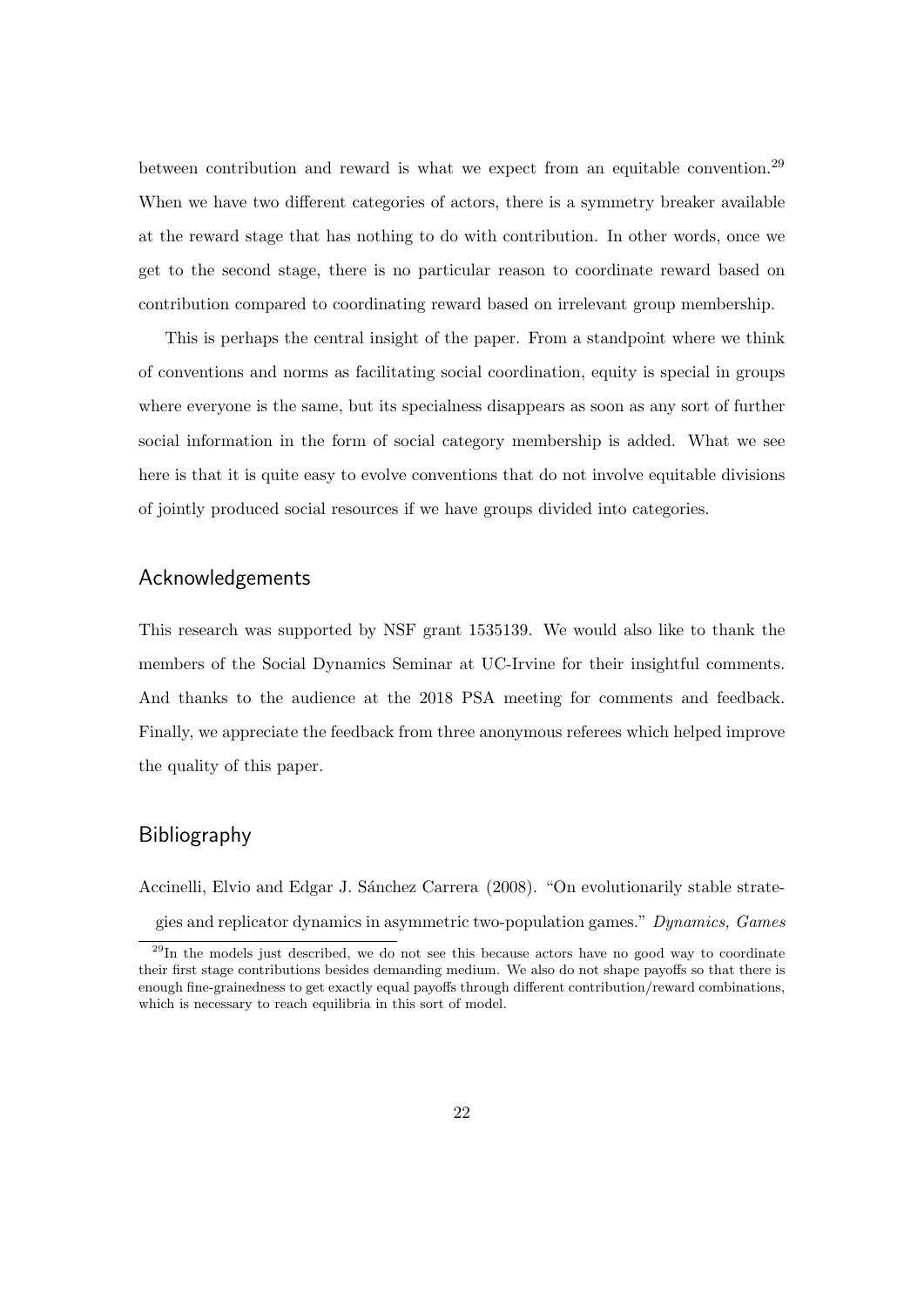between contribution and reward is what we expect from an equitable convention.[29] When we have two different categories of actors, there is a symmetry breaker available at the reward stage that has nothing to do with contribution. In other words, once we get to the second stage, there is no particular reason to coordinate reward based on contribution compared to coordinating reward based on irrelevant group membership.

This is perhaps the central insight of the paper. From a standpoint where we think of conventions and norms as facilitating social coordination, equity is special in groups where everyone is the same, but its specialness disappears as soon as any sort of further social information in the form of social category membership is added. What we see here is that it is quite easy to evolve conventions that do not involve equitable divisions of jointly produced social resources if we have groups divided into categories.

## Acknowledgements

This research was supported by NSF grant 1535139. We would also like to thank the members of the Social Dynamics Seminar at UC-Irvine for their insightful comments. And thanks to the audience at the 2018 PSA meeting for comments and feedback. Finally, we appreciate the feedback from three anonymous referees which helped improve the quality of this paper.

## Bibliography

Accinelli, Elvio and Edgar J. Sánchez Carrera (2008). "On evolutionarily stable strategies and replicator dynamics in asymmetric two-population games." *Dynamics, Games*

[29] In the models just described, we do not see this because actors have no good way to coordinate their first stage contributions besides demanding medium. We also do not shape payoffs so that there is enough fine-grainedness to get exactly equal payoffs through different contribution/reward combinations, which is necessary to reach equilibria in this sort of model.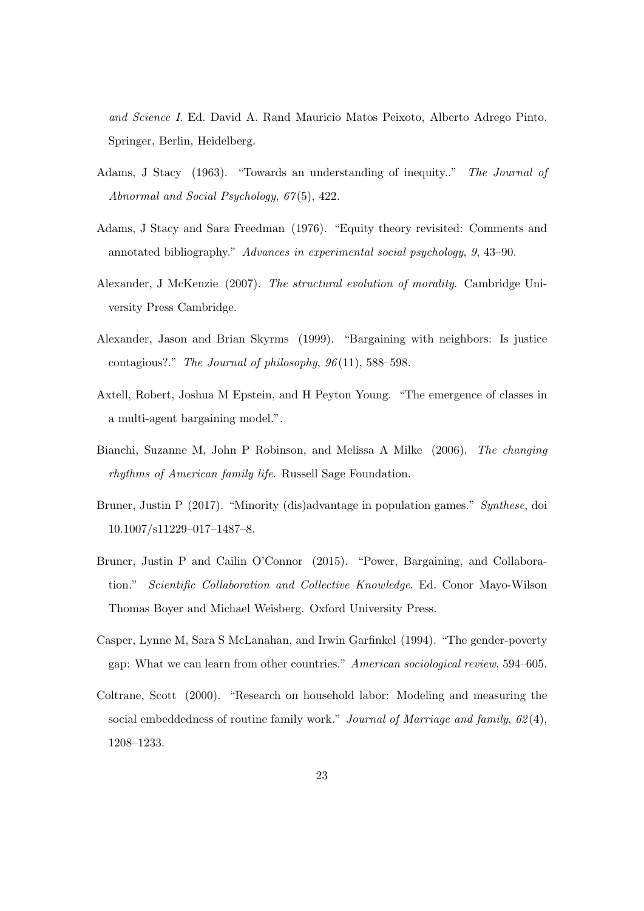*and Science I*. Ed. David A. Rand Mauricio Matos Peixoto, Alberto Adrego Pinto. Springer, Berlin, Heidelberg.

Adams, J Stacy (1963). "Towards an understanding of inequity.." *The Journal of Abnormal and Social Psychology*, *67*(5), 422.

Adams, J Stacy and Sara Freedman (1976). "Equity theory revisited: Comments and annotated bibliography." *Advances in experimental social psychology*, *9*, 43–90.

Alexander, J McKenzie (2007). *The structural evolution of morality*. Cambridge University Press Cambridge.

Alexander, Jason and Brian Skyrms (1999). "Bargaining with neighbors: Is justice contagious?." *The Journal of philosophy*, *96*(11), 588–598.

Axtell, Robert, Joshua M Epstein, and H Peyton Young. "The emergence of classes in a multi-agent bargaining model.".

Bianchi, Suzanne M, John P Robinson, and Melissa A Milke (2006). *The changing rhythms of American family life*. Russell Sage Foundation.

Bruner, Justin P (2017). "Minority (dis)advantage in population games." *Synthese*, doi 10.1007/s11229–017–1487–8.

Bruner, Justin P and Cailin O'Connor (2015). "Power, Bargaining, and Collaboration." *Scientific Collaboration and Collective Knowledge*. Ed. Conor Mayo-Wilson Thomas Boyer and Michael Weisberg. Oxford University Press.

Casper, Lynne M, Sara S McLanahan, and Irwin Garfinkel (1994). "The gender-poverty gap: What we can learn from other countries." *American sociological review*, 594–605.

Coltrane, Scott (2000). "Research on household labor: Modeling and measuring the social embeddedness of routine family work." *Journal of Marriage and family*, *62*(4), 1208–1233.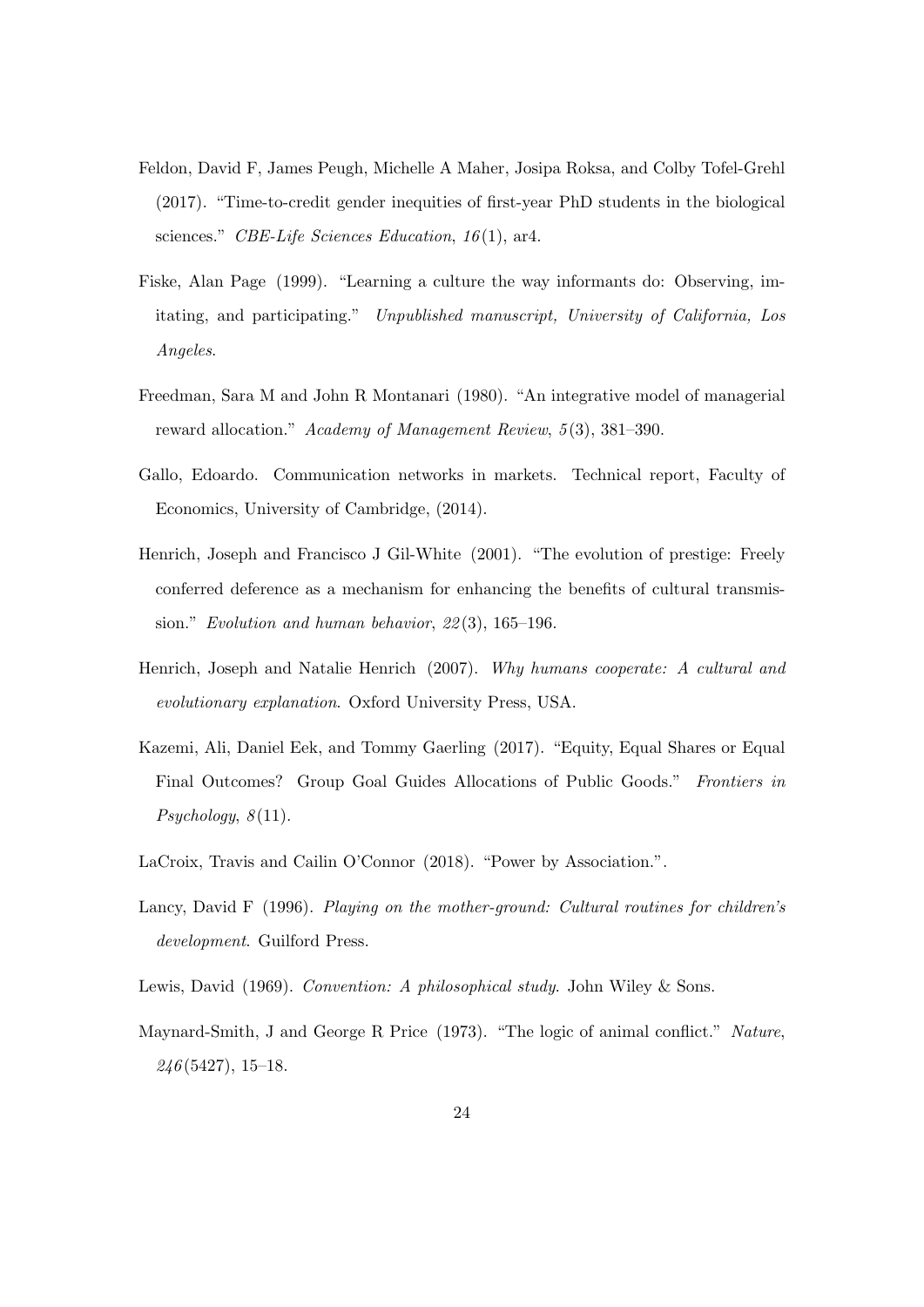Feldon, David F, James Peugh, Michelle A Maher, Josipa Roksa, and Colby Tofel-Grehl (2017). "Time-to-credit gender inequities of first-year PhD students in the biological sciences." *CBE-Life Sciences Education*, *16*(1), ar4.

Fiske, Alan Page (1999). "Learning a culture the way informants do: Observing, imitating, and participating." *Unpublished manuscript, University of California, Los Angeles*.

Freedman, Sara M and John R Montanari (1980). "An integrative model of managerial reward allocation." *Academy of Management Review*, *5*(3), 381–390.

Gallo, Edoardo. Communication networks in markets. Technical report, Faculty of Economics, University of Cambridge, (2014).

Henrich, Joseph and Francisco J Gil-White (2001). "The evolution of prestige: Freely conferred deference as a mechanism for enhancing the benefits of cultural transmission." *Evolution and human behavior*, *22*(3), 165–196.

Henrich, Joseph and Natalie Henrich (2007). *Why humans cooperate: A cultural and evolutionary explanation*. Oxford University Press, USA.

Kazemi, Ali, Daniel Eek, and Tommy Gaerling (2017). "Equity, Equal Shares or Equal Final Outcomes? Group Goal Guides Allocations of Public Goods." *Frontiers in Psychology*, *8*(11).

LaCroix, Travis and Cailin O'Connor (2018). "Power by Association.".

Lancy, David F (1996). *Playing on the mother-ground: Cultural routines for children's development*. Guilford Press.

Lewis, David (1969). *Convention: A philosophical study*. John Wiley & Sons.

Maynard-Smith, J and George R Price (1973). "The logic of animal conflict." *Nature*, *246*(5427), 15–18.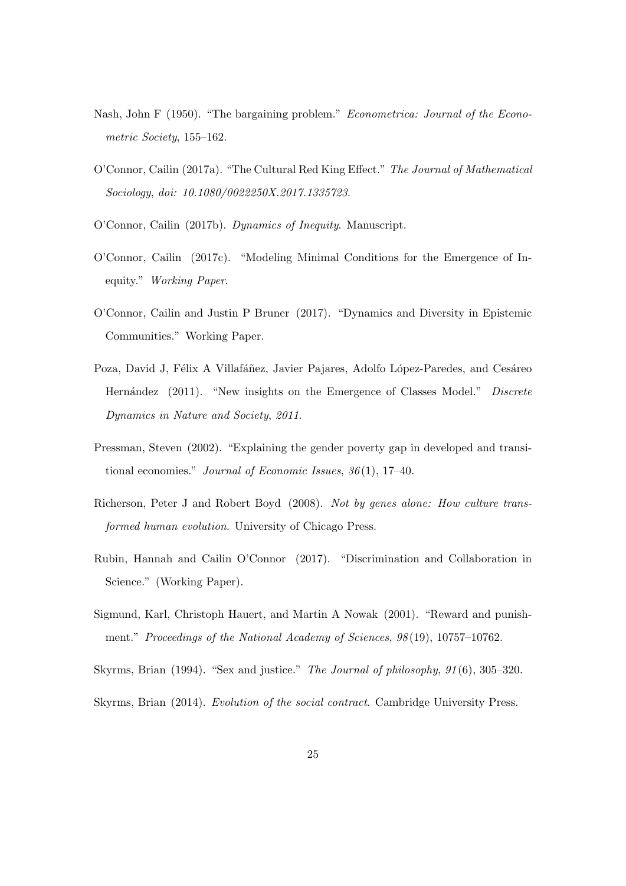Nash, John F (1950). "The bargaining problem." *Econometrica: Journal of the Econometric Society*, 155–162.

O'Connor, Cailin (2017a). "The Cultural Red King Effect." *The Journal of Mathematical Sociology, doi: 10.1080/0022250X.2017.1335723*.

O'Connor, Cailin (2017b). *Dynamics of Inequity*. Manuscript.

O'Connor, Cailin (2017c). "Modeling Minimal Conditions for the Emergence of Inequity." *Working Paper*.

O'Connor, Cailin and Justin P Bruner (2017). "Dynamics and Diversity in Epistemic Communities." Working Paper.

Poza, David J, Félix A Villafáñez, Javier Pajares, Adolfo López-Paredes, and Cesáreo Hernández (2011). "New insights on the Emergence of Classes Model." *Discrete Dynamics in Nature and Society, 2011*.

Pressman, Steven (2002). "Explaining the gender poverty gap in developed and transitional economies." *Journal of Economic Issues*, *36*(1), 17–40.

Richerson, Peter J and Robert Boyd (2008). *Not by genes alone: How culture transformed human evolution*. University of Chicago Press.

Rubin, Hannah and Cailin O'Connor (2017). "Discrimination and Collaboration in Science." (Working Paper).

Sigmund, Karl, Christoph Hauert, and Martin A Nowak (2001). "Reward and punishment." *Proceedings of the National Academy of Sciences*, *98*(19), 10757–10762.

Skyrms, Brian (1994). "Sex and justice." *The Journal of philosophy*, *91*(6), 305–320.

Skyrms, Brian (2014). *Evolution of the social contract*. Cambridge University Press.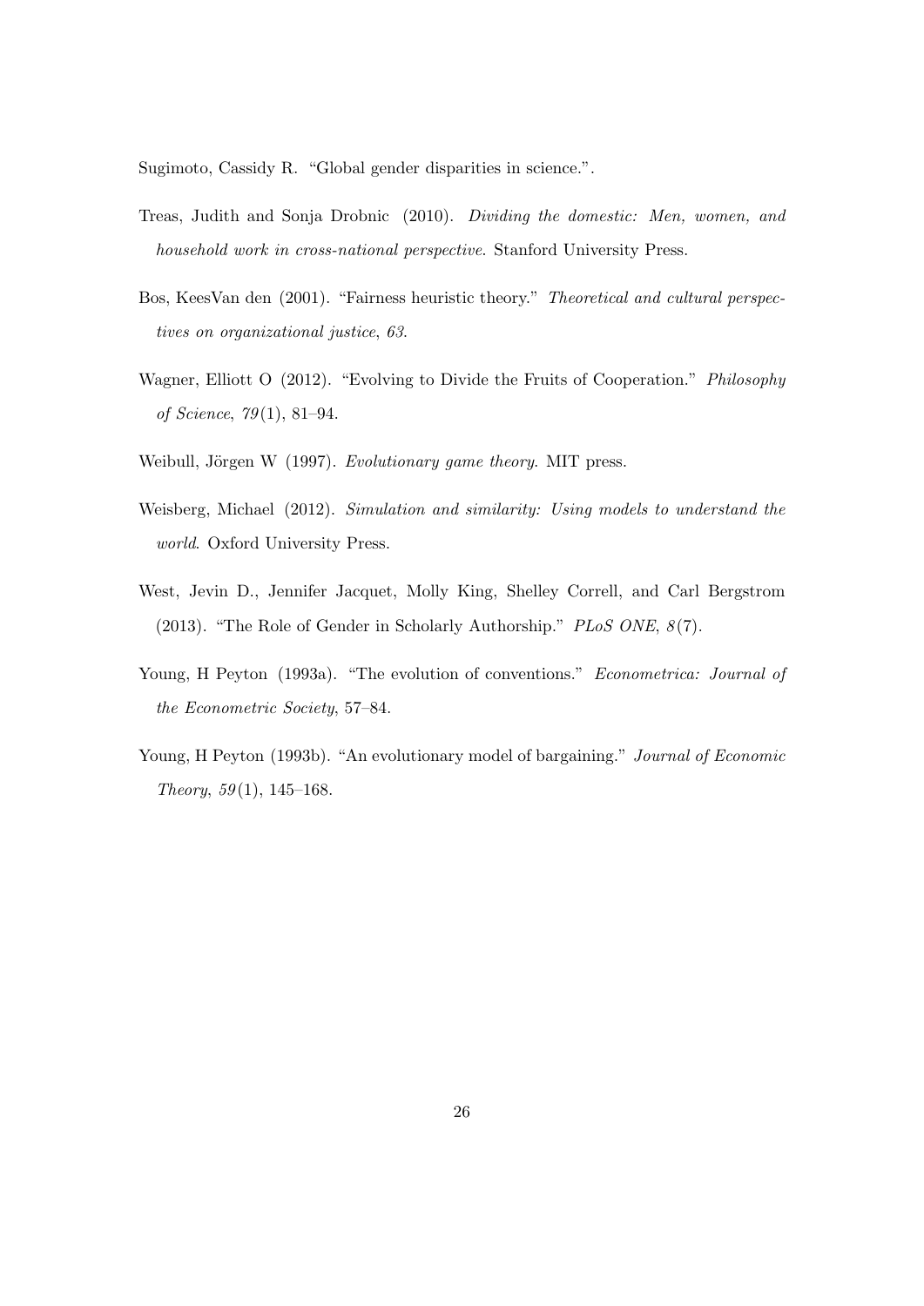Sugimoto, Cassidy R. "Global gender disparities in science.".

Treas, Judith and Sonja Drobnic (2010). *Dividing the domestic: Men, women, and household work in cross-national perspective*. Stanford University Press.

Bos, KeesVan den (2001). "Fairness heuristic theory." *Theoretical and cultural perspectives on organizational justice*, *63*.

Wagner, Elliott O (2012). "Evolving to Divide the Fruits of Cooperation." *Philosophy of Science*, *79*(1), 81–94.

Weibull, Jörgen W (1997). *Evolutionary game theory*. MIT press.

Weisberg, Michael (2012). *Simulation and similarity: Using models to understand the world*. Oxford University Press.

West, Jevin D., Jennifer Jacquet, Molly King, Shelley Correll, and Carl Bergstrom (2013). "The Role of Gender in Scholarly Authorship." *PLoS ONE*, *8*(7).

Young, H Peyton (1993a). "The evolution of conventions." *Econometrica: Journal of the Econometric Society*, 57–84.

Young, H Peyton (1993b). "An evolutionary model of bargaining." *Journal of Economic Theory*, *59*(1), 145–168.